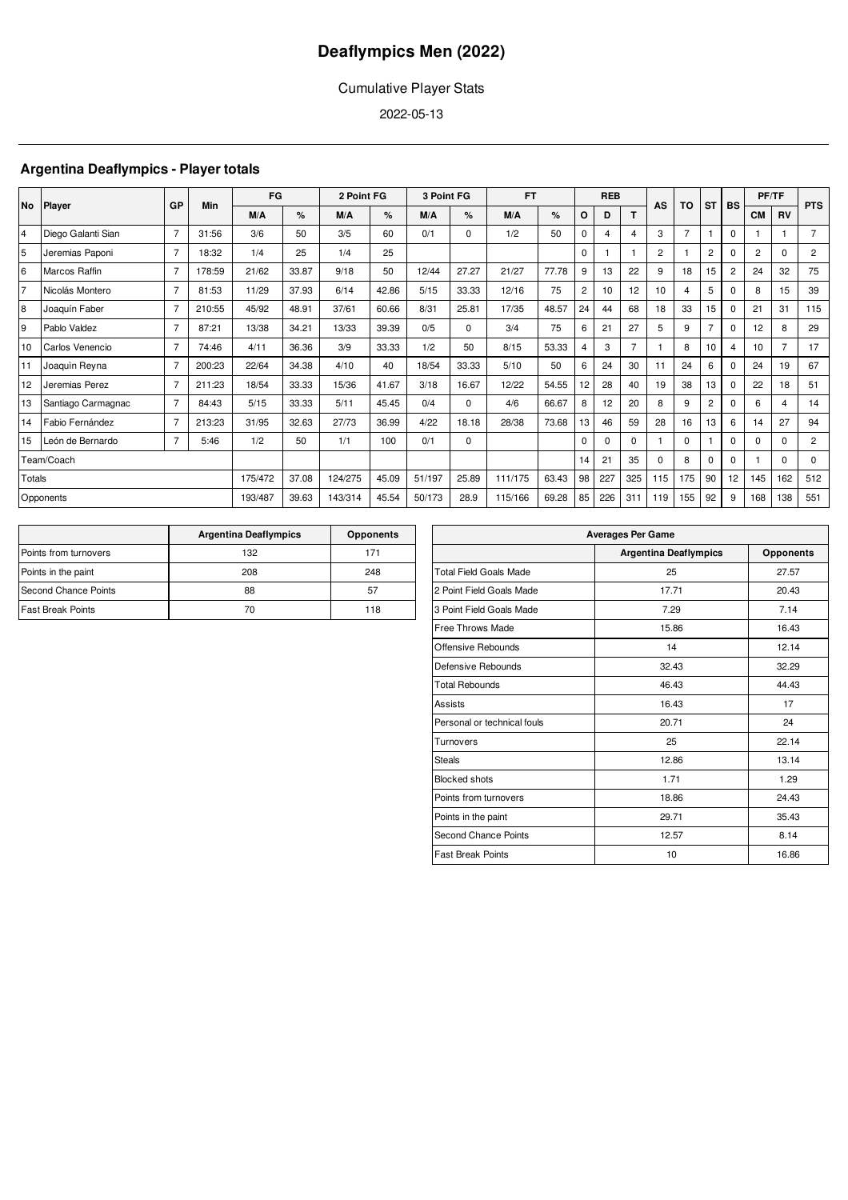# Deaflympics Men (2022)

Cumulative Player Stats

2022-05-13

## Argentina Deaflympics - Player totals

| No | Player | GP | Min | FG | | 2 Point FG | | 3 Point FG | | FT | | REB | | | AS | TO | ST | BS | PF/TF | | PTS |
|---|---|---|---|---|---|---|---|---|---|---|---|---|---|---|---|---|---|---|---|---|---|
| | | | | M/A | % | M/A | % | M/A | % | M/A | % | O | D | T | | | | | CM | RV | |
| 4 | Diego Galanti Sian | 7 | 31:56 | 3/6 | 50 | 3/5 | 60 | 0/1 | 0 | 1/2 | 50 | 0 | 4 | 4 | 3 | 7 | 1 | 0 | 1 | 1 | 7 |
| 5 | Jeremias Paponi | 7 | 18:32 | 1/4 | 25 | 1/4 | 25 | | | | | 0 | 1 | 1 | 2 | 1 | 2 | 0 | 2 | 0 | 2 |
| 6 | Marcos Raffin | 7 | 178:59 | 21/62 | 33.87 | 9/18 | 50 | 12/44 | 27.27 | 21/27 | 77.78 | 9 | 13 | 22 | 9 | 18 | 15 | 2 | 24 | 32 | 75 |
| 7 | Nicolás Montero | 7 | 81:53 | 11/29 | 37.93 | 6/14 | 42.86 | 5/15 | 33.33 | 12/16 | 75 | 2 | 10 | 12 | 10 | 4 | 5 | 0 | 8 | 15 | 39 |
| 8 | Joaquín Faber | 7 | 210:55 | 45/92 | 48.91 | 37/61 | 60.66 | 8/31 | 25.81 | 17/35 | 48.57 | 24 | 44 | 68 | 18 | 33 | 15 | 0 | 21 | 31 | 115 |
| 9 | Pablo Valdez | 7 | 87:21 | 13/38 | 34.21 | 13/33 | 39.39 | 0/5 | 0 | 3/4 | 75 | 6 | 21 | 27 | 5 | 9 | 7 | 0 | 12 | 8 | 29 |
| 10 | Carlos Venencio | 7 | 74:46 | 4/11 | 36.36 | 3/9 | 33.33 | 1/2 | 50 | 8/15 | 53.33 | 4 | 3 | 7 | 1 | 8 | 10 | 4 | 10 | 7 | 17 |
| 11 | Joaquìn Reyna | 7 | 200:23 | 22/64 | 34.38 | 4/10 | 40 | 18/54 | 33.33 | 5/10 | 50 | 6 | 24 | 30 | 11 | 24 | 6 | 0 | 24 | 19 | 67 |
| 12 | Jeremias Perez | 7 | 211:23 | 18/54 | 33.33 | 15/36 | 41.67 | 3/18 | 16.67 | 12/22 | 54.55 | 12 | 28 | 40 | 19 | 38 | 13 | 0 | 22 | 18 | 51 |
| 13 | Santiago Carmagnac | 7 | 84:43 | 5/15 | 33.33 | 5/11 | 45.45 | 0/4 | 0 | 4/6 | 66.67 | 8 | 12 | 20 | 8 | 9 | 2 | 0 | 6 | 4 | 14 |
| 14 | Fabio Fernández | 7 | 213:23 | 31/95 | 32.63 | 27/73 | 36.99 | 4/22 | 18.18 | 28/38 | 73.68 | 13 | 46 | 59 | 28 | 16 | 13 | 6 | 14 | 27 | 94 |
| 15 | León de Bernardo | 7 | 5:46 | 1/2 | 50 | 1/1 | 100 | 0/1 | 0 | | | 0 | 0 | 0 | 1 | 0 | 1 | 0 | 0 | 0 | 2 |
| Team/Coach | | | | | | | | | | | | 14 | 21 | 35 | 0 | 8 | 0 | 0 | 1 | 0 | 0 |
| Totals | | | | 175/472 | 37.08 | 124/275 | 45.09 | 51/197 | 25.89 | 111/175 | 63.43 | 98 | 227 | 325 | 115 | 175 | 90 | 12 | 145 | 162 | 512 |
| Opponents | | | | 193/487 | 39.63 | 143/314 | 45.54 | 50/173 | 28.9 | 115/166 | 69.28 | 85 | 226 | 311 | 119 | 155 | 92 | 9 | 168 | 138 | 551 |

| | Argentina Deaflympics | Opponents |
|---|---|---|
| Points from turnovers | 132 | 171 |
| Points in the paint | 208 | 248 |
| Second Chance Points | 88 | 57 |
| Fast Break Points | 70 | 118 |

| Averages Per Game | | |
|---|---|---|
| | Argentina Deaflympics | Opponents |
| Total Field Goals Made | 25 | 27.57 |
| 2 Point Field Goals Made | 17.71 | 20.43 |
| 3 Point Field Goals Made | 7.29 | 7.14 |
| Free Throws Made | 15.86 | 16.43 |
| Offensive Rebounds | 14 | 12.14 |
| Defensive Rebounds | 32.43 | 32.29 |
| Total Rebounds | 46.43 | 44.43 |
| Assists | 16.43 | 17 |
| Personal or technical fouls | 20.71 | 24 |
| Turnovers | 25 | 22.14 |
| Steals | 12.86 | 13.14 |
| Blocked shots | 1.71 | 1.29 |
| Points from turnovers | 18.86 | 24.43 |
| Points in the paint | 29.71 | 35.43 |
| Second Chance Points | 12.57 | 8.14 |
| Fast Break Points | 10 | 16.86 |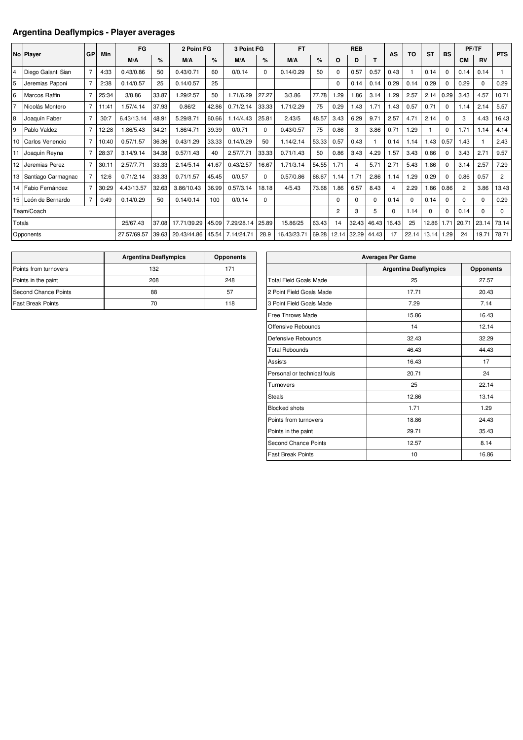## Argentina Deaflympics - Player averages

| No | Player | GP | Min | FG | | 2 Point FG | | 3 Point FG | | FT | | REB | | | AS | TO | ST | BS | PF/TF | | PTS |
|---|---|---|---|---|---|---|---|---|---|---|---|---|---|---|---|---|---|---|---|---|---|
| | | | | M/A | % | M/A | % | M/A | % | M/A | % | O | D | T | | | | | CM | RV | |
| 4 | Diego Galanti Sian | 7 | 4:33 | 0.43/0.86 | 50 | 0.43/0.71 | 60 | 0/0.14 | 0 | 0.14/0.29 | 50 | 0 | 0.57 | 0.57 | 0.43 | 1 | 0.14 | 0 | 0.14 | 0.14 | 1 |
| 5 | Jeremias Paponi | 7 | 2:38 | 0.14/0.57 | 25 | 0.14/0.57 | 25 | | | | | 0 | 0.14 | 0.14 | 0.29 | 0.14 | 0.29 | 0 | 0.29 | 0 | 0.29 |
| 6 | Marcos Raffin | 7 | 25:34 | 3/8.86 | 33.87 | 1.29/2.57 | 50 | 1.71/6.29 | 27.27 | 3/3.86 | 77.78 | 1.29 | 1.86 | 3.14 | 1.29 | 2.57 | 2.14 | 0.29 | 3.43 | 4.57 | 10.71 |
| 7 | Nicolás Montero | 7 | 11:41 | 1.57/4.14 | 37.93 | 0.86/2 | 42.86 | 0.71/2.14 | 33.33 | 1.71/2.29 | 75 | 0.29 | 1.43 | 1.71 | 1.43 | 0.57 | 0.71 | 0 | 1.14 | 2.14 | 5.57 |
| 8 | Joaquín Faber | 7 | 30:7 | 6.43/13.14 | 48.91 | 5.29/8.71 | 60.66 | 1.14/4.43 | 25.81 | 2.43/5 | 48.57 | 3.43 | 6.29 | 9.71 | 2.57 | 4.71 | 2.14 | 0 | 3 | 4.43 | 16.43 |
| 9 | Pablo Valdez | 7 | 12:28 | 1.86/5.43 | 34.21 | 1.86/4.71 | 39.39 | 0/0.71 | 0 | 0.43/0.57 | 75 | 0.86 | 3 | 3.86 | 0.71 | 1.29 | 1 | 0 | 1.71 | 1.14 | 4.14 |
| 10 | Carlos Venencio | 7 | 10:40 | 0.57/1.57 | 36.36 | 0.43/1.29 | 33.33 | 0.14/0.29 | 50 | 1.14/2.14 | 53.33 | 0.57 | 0.43 | 1 | 0.14 | 1.14 | 1.43 | 0.57 | 1.43 | 1 | 2.43 |
| 11 | Joaquìn Reyna | 7 | 28:37 | 3.14/9.14 | 34.38 | 0.57/1.43 | 40 | 2.57/7.71 | 33.33 | 0.71/1.43 | 50 | 0.86 | 3.43 | 4.29 | 1.57 | 3.43 | 0.86 | 0 | 3.43 | 2.71 | 9.57 |
| 12 | Jeremias Perez | 7 | 30:11 | 2.57/7.71 | 33.33 | 2.14/5.14 | 41.67 | 0.43/2.57 | 16.67 | 1.71/3.14 | 54.55 | 1.71 | 4 | 5.71 | 2.71 | 5.43 | 1.86 | 0 | 3.14 | 2.57 | 7.29 |
| 13 | Santiago Carmagnac | 7 | 12:6 | 0.71/2.14 | 33.33 | 0.71/1.57 | 45.45 | 0/0.57 | 0 | 0.57/0.86 | 66.67 | 1.14 | 1.71 | 2.86 | 1.14 | 1.29 | 0.29 | 0 | 0.86 | 0.57 | 2 |
| 14 | Fabio Fernández | 7 | 30:29 | 4.43/13.57 | 32.63 | 3.86/10.43 | 36.99 | 0.57/3.14 | 18.18 | 4/5.43 | 73.68 | 1.86 | 6.57 | 8.43 | 4 | 2.29 | 1.86 | 0.86 | 2 | 3.86 | 13.43 |
| 15 | León de Bernardo | 7 | 0:49 | 0.14/0.29 | 50 | 0.14/0.14 | 100 | 0/0.14 | 0 | | | 0 | 0 | 0 | 0.14 | 0 | 0.14 | 0 | 0 | 0 | 0.29 |
| Team/Coach | | | | | | | | | | | | 2 | 3 | 5 | 0 | 1.14 | 0 | 0 | 0.14 | 0 | 0 |
| Totals | | | | 25/67.43 | 37.08 | 17.71/39.29 | 45.09 | 7.29/28.14 | 25.89 | 15.86/25 | 63.43 | 14 | 32.43 | 46.43 | 16.43 | 25 | 12.86 | 1.71 | 20.71 | 23.14 | 73.14 |
| Opponents | | | | 27.57/69.57 | 39.63 | 20.43/44.86 | 45.54 | 7.14/24.71 | 28.9 | 16.43/23.71 | 69.28 | 12.14 | 32.29 | 44.43 | 17 | 22.14 | 13.14 | 1.29 | 24 | 19.71 | 78.71 |

| | Argentina Deaflympics | Opponents |
|---|---|---|
| Points from turnovers | 132 | 171 |
| Points in the paint | 208 | 248 |
| Second Chance Points | 88 | 57 |
| Fast Break Points | 70 | 118 |

| Averages Per Game | | |
|---|---|---|
| | Argentina Deaflympics | Opponents |
| Total Field Goals Made | 25 | 27.57 |
| 2 Point Field Goals Made | 17.71 | 20.43 |
| 3 Point Field Goals Made | 7.29 | 7.14 |
| Free Throws Made | 15.86 | 16.43 |
| Offensive Rebounds | 14 | 12.14 |
| Defensive Rebounds | 32.43 | 32.29 |
| Total Rebounds | 46.43 | 44.43 |
| Assists | 16.43 | 17 |
| Personal or technical fouls | 20.71 | 24 |
| Turnovers | 25 | 22.14 |
| Steals | 12.86 | 13.14 |
| Blocked shots | 1.71 | 1.29 |
| Points from turnovers | 18.86 | 24.43 |
| Points in the paint | 29.71 | 35.43 |
| Second Chance Points | 12.57 | 8.14 |
| Fast Break Points | 10 | 16.86 |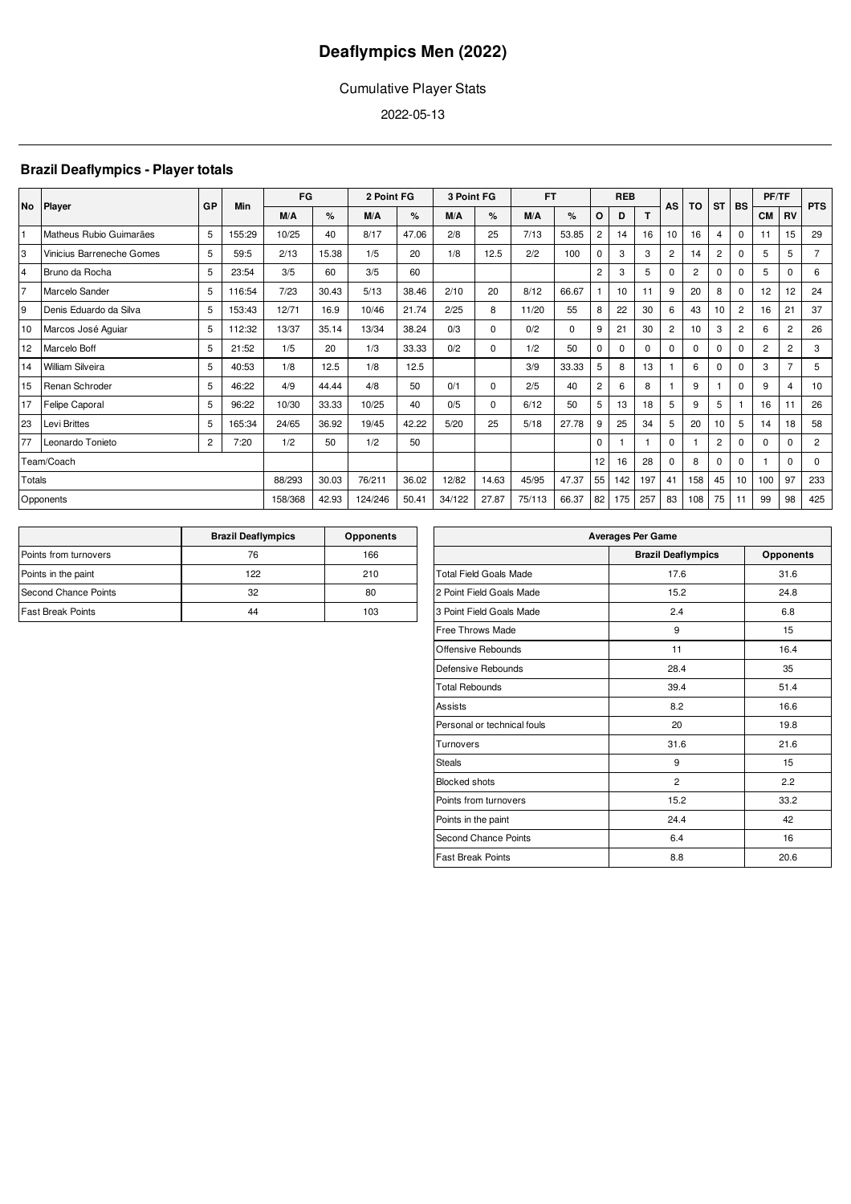# Deaflympics Men (2022)

Cumulative Player Stats

2022-05-13

## Brazil Deaflympics - Player totals

| No | Player | GP | Min | FG | | 2 Point FG | | 3 Point FG | | FT | | REB | | | AS | TO | ST | BS | PF/TF | | PTS |
|---|---|---|---|---|---|---|---|---|---|---|---|---|---|---|---|---|---|---|---|---|---|
| | | | | M/A | % | M/A | % | M/A | % | M/A | % | O | D | T | | | | | CM | RV | |
| 1 | Matheus Rubio Guimarães | 5 | 155:29 | 10/25 | 40 | 8/17 | 47.06 | 2/8 | 25 | 7/13 | 53.85 | 2 | 14 | 16 | 10 | 16 | 4 | 0 | 11 | 15 | 29 |
| 3 | Vinicius Barreneche Gomes | 5 | 59:5 | 2/13 | 15.38 | 1/5 | 20 | 1/8 | 12.5 | 2/2 | 100 | 0 | 3 | 3 | 2 | 14 | 2 | 0 | 5 | 5 | 7 |
| 4 | Bruno da Rocha | 5 | 23:54 | 3/5 | 60 | 3/5 | 60 | | | | | 2 | 3 | 5 | 0 | 2 | 0 | 0 | 5 | 0 | 6 |
| 7 | Marcelo Sander | 5 | 116:54 | 7/23 | 30.43 | 5/13 | 38.46 | 2/10 | 20 | 8/12 | 66.67 | 1 | 10 | 11 | 9 | 20 | 8 | 0 | 12 | 12 | 24 |
| 9 | Denis Eduardo da Silva | 5 | 153:43 | 12/71 | 16.9 | 10/46 | 21.74 | 2/25 | 8 | 11/20 | 55 | 8 | 22 | 30 | 6 | 43 | 10 | 2 | 16 | 21 | 37 |
| 10 | Marcos José Aguiar | 5 | 112:32 | 13/37 | 35.14 | 13/34 | 38.24 | 0/3 | 0 | 0/2 | 0 | 9 | 21 | 30 | 2 | 10 | 3 | 2 | 6 | 2 | 26 |
| 12 | Marcelo Boff | 5 | 21:52 | 1/5 | 20 | 1/3 | 33.33 | 0/2 | 0 | 1/2 | 50 | 0 | 0 | 0 | 0 | 0 | 0 | 0 | 2 | 2 | 3 |
| 14 | William Silveira | 5 | 40:53 | 1/8 | 12.5 | 1/8 | 12.5 | | | 3/9 | 33.33 | 5 | 8 | 13 | 1 | 6 | 0 | 0 | 3 | 7 | 5 |
| 15 | Renan Schroder | 5 | 46:22 | 4/9 | 44.44 | 4/8 | 50 | 0/1 | 0 | 2/5 | 40 | 2 | 6 | 8 | 1 | 9 | 1 | 0 | 9 | 4 | 10 |
| 17 | Felipe Caporal | 5 | 96:22 | 10/30 | 33.33 | 10/25 | 40 | 0/5 | 0 | 6/12 | 50 | 5 | 13 | 18 | 5 | 9 | 5 | 1 | 16 | 11 | 26 |
| 23 | Levi Brittes | 5 | 165:34 | 24/65 | 36.92 | 19/45 | 42.22 | 5/20 | 25 | 5/18 | 27.78 | 9 | 25 | 34 | 5 | 20 | 10 | 5 | 14 | 18 | 58 |
| 77 | Leonardo Tonieto | 2 | 7:20 | 1/2 | 50 | 1/2 | 50 | | | | | 0 | 1 | 1 | 0 | 1 | 2 | 0 | 0 | 0 | 2 |
| Team/Coach | | | | | | | | | | | | 12 | 16 | 28 | 0 | 8 | 0 | 0 | 1 | 0 | 0 |
| Totals | | | | 88/293 | 30.03 | 76/211 | 36.02 | 12/82 | 14.63 | 45/95 | 47.37 | 55 | 142 | 197 | 41 | 158 | 45 | 10 | 100 | 97 | 233 |
| Opponents | | | | 158/368 | 42.93 | 124/246 | 50.41 | 34/122 | 27.87 | 75/113 | 66.37 | 82 | 175 | 257 | 83 | 108 | 75 | 11 | 99 | 98 | 425 |

| | Brazil Deaflympics | Opponents |
|---|---|---|
| Points from turnovers | 76 | 166 |
| Points in the paint | 122 | 210 |
| Second Chance Points | 32 | 80 |
| Fast Break Points | 44 | 103 |

| Averages Per Game | | |
|---|---|---|
| | Brazil Deaflympics | Opponents |
| Total Field Goals Made | 17.6 | 31.6 |
| 2 Point Field Goals Made | 15.2 | 24.8 |
| 3 Point Field Goals Made | 2.4 | 6.8 |
| Free Throws Made | 9 | 15 |
| Offensive Rebounds | 11 | 16.4 |
| Defensive Rebounds | 28.4 | 35 |
| Total Rebounds | 39.4 | 51.4 |
| Assists | 8.2 | 16.6 |
| Personal or technical fouls | 20 | 19.8 |
| Turnovers | 31.6 | 21.6 |
| Steals | 9 | 15 |
| Blocked shots | 2 | 2.2 |
| Points from turnovers | 15.2 | 33.2 |
| Points in the paint | 24.4 | 42 |
| Second Chance Points | 6.4 | 16 |
| Fast Break Points | 8.8 | 20.6 |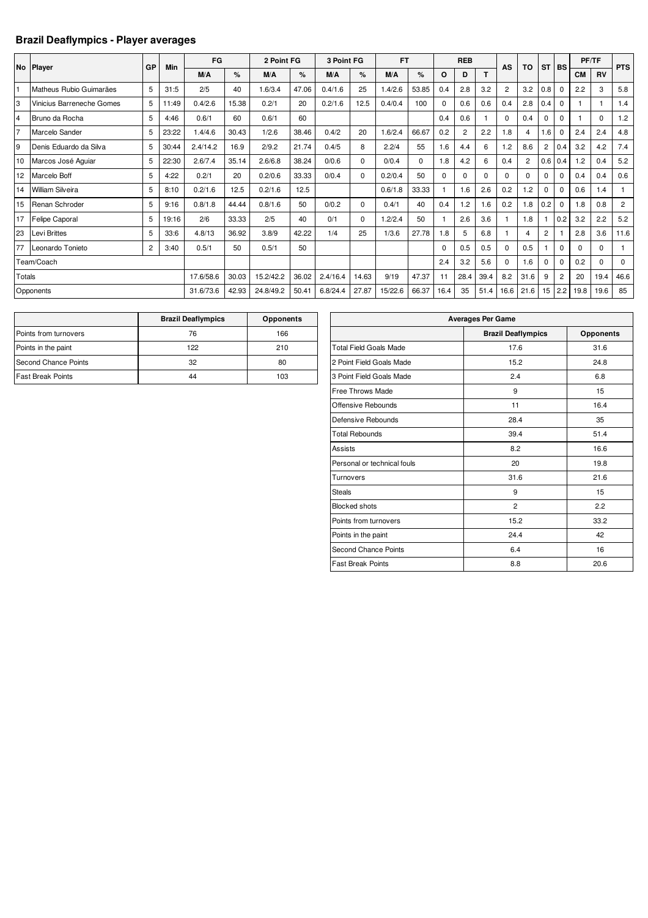## Brazil Deaflympics - Player averages

| No | Player | GP | Min | FG | | 2 Point FG | | 3 Point FG | | FT | | REB | | | AS | TO | ST | BS | PF/TF | | PTS |
|---|---|---|---|---|---|---|---|---|---|---|---|---|---|---|---|---|---|---|---|---|---|
| | | | | M/A | % | M/A | % | M/A | % | M/A | % | O | D | T | | | | | CM | RV | |
| 1 | Matheus Rubio Guimarães | 5 | 31:5 | 2/5 | 40 | 1.6/3.4 | 47.06 | 0.4/1.6 | 25 | 1.4/2.6 | 53.85 | 0.4 | 2.8 | 3.2 | 2 | 3.2 | 0.8 | 0 | 2.2 | 3 | 5.8 |
| 3 | Vinicius Barreneche Gomes | 5 | 11:49 | 0.4/2.6 | 15.38 | 0.2/1 | 20 | 0.2/1.6 | 12.5 | 0.4/0.4 | 100 | 0 | 0.6 | 0.6 | 0.4 | 2.8 | 0.4 | 0 | 1 | 1 | 1.4 |
| 4 | Bruno da Rocha | 5 | 4:46 | 0.6/1 | 60 | 0.6/1 | 60 | | | | | 0.4 | 0.6 | 1 | 0 | 0.4 | 0 | 0 | 1 | 0 | 1.2 |
| 7 | Marcelo Sander | 5 | 23:22 | 1.4/4.6 | 30.43 | 1/2.6 | 38.46 | 0.4/2 | 20 | 1.6/2.4 | 66.67 | 0.2 | 2 | 2.2 | 1.8 | 4 | 1.6 | 0 | 2.4 | 2.4 | 4.8 |
| 9 | Denis Eduardo da Silva | 5 | 30:44 | 2.4/14.2 | 16.9 | 2/9.2 | 21.74 | 0.4/5 | 8 | 2.2/4 | 55 | 1.6 | 4.4 | 6 | 1.2 | 8.6 | 2 | 0.4 | 3.2 | 4.2 | 7.4 |
| 10 | Marcos José Aguiar | 5 | 22:30 | 2.6/7.4 | 35.14 | 2.6/6.8 | 38.24 | 0/0.6 | 0 | 0/0.4 | 0 | 1.8 | 4.2 | 6 | 0.4 | 2 | 0.6 | 0.4 | 1.2 | 0.4 | 5.2 |
| 12 | Marcelo Boff | 5 | 4:22 | 0.2/1 | 20 | 0.2/0.6 | 33.33 | 0/0.4 | 0 | 0.2/0.4 | 50 | 0 | 0 | 0 | 0 | 0 | 0 | 0 | 0.4 | 0.4 | 0.6 |
| 14 | William Silveira | 5 | 8:10 | 0.2/1.6 | 12.5 | 0.2/1.6 | 12.5 | | | 0.6/1.8 | 33.33 | 1 | 1.6 | 2.6 | 0.2 | 1.2 | 0 | 0 | 0.6 | 1.4 | 1 |
| 15 | Renan Schroder | 5 | 9:16 | 0.8/1.8 | 44.44 | 0.8/1.6 | 50 | 0/0.2 | 0 | 0.4/1 | 40 | 0.4 | 1.2 | 1.6 | 0.2 | 1.8 | 0.2 | 0 | 1.8 | 0.8 | 2 |
| 17 | Felipe Caporal | 5 | 19:16 | 2/6 | 33.33 | 2/5 | 40 | 0/1 | 0 | 1.2/2.4 | 50 | 1 | 2.6 | 3.6 | 1 | 1.8 | 1 | 0.2 | 3.2 | 2.2 | 5.2 |
| 23 | Levi Brittes | 5 | 33:6 | 4.8/13 | 36.92 | 3.8/9 | 42.22 | 1/4 | 25 | 1/3.6 | 27.78 | 1.8 | 5 | 6.8 | 1 | 4 | 2 | 1 | 2.8 | 3.6 | 11.6 |
| 77 | Leonardo Tonieto | 2 | 3:40 | 0.5/1 | 50 | 0.5/1 | 50 | | | | | 0 | 0.5 | 0.5 | 0 | 0.5 | 1 | 0 | 0 | 0 | 1 |
| Team/Coach | | | | | | | | | | | | 2.4 | 3.2 | 5.6 | 0 | 1.6 | 0 | 0 | 0.2 | 0 | 0 |
| Totals | | | | 17.6/58.6 | 30.03 | 15.2/42.2 | 36.02 | 2.4/16.4 | 14.63 | 9/19 | 47.37 | 11 | 28.4 | 39.4 | 8.2 | 31.6 | 9 | 2 | 20 | 19.4 | 46.6 |
| Opponents | | | | 31.6/73.6 | 42.93 | 24.8/49.2 | 50.41 | 6.8/24.4 | 27.87 | 15/22.6 | 66.37 | 16.4 | 35 | 51.4 | 16.6 | 21.6 | 15 | 2.2 | 19.8 | 19.6 | 85 |

| | Brazil Deaflympics | Opponents |
|---|---|---|
| Points from turnovers | 76 | 166 |
| Points in the paint | 122 | 210 |
| Second Chance Points | 32 | 80 |
| Fast Break Points | 44 | 103 |

| Averages Per Game | | |
|---|---|---|
| | Brazil Deaflympics | Opponents |
| Total Field Goals Made | 17.6 | 31.6 |
| 2 Point Field Goals Made | 15.2 | 24.8 |
| 3 Point Field Goals Made | 2.4 | 6.8 |
| Free Throws Made | 9 | 15 |
| Offensive Rebounds | 11 | 16.4 |
| Defensive Rebounds | 28.4 | 35 |
| Total Rebounds | 39.4 | 51.4 |
| Assists | 8.2 | 16.6 |
| Personal or technical fouls | 20 | 19.8 |
| Turnovers | 31.6 | 21.6 |
| Steals | 9 | 15 |
| Blocked shots | 2 | 2.2 |
| Points from turnovers | 15.2 | 33.2 |
| Points in the paint | 24.4 | 42 |
| Second Chance Points | 6.4 | 16 |
| Fast Break Points | 8.8 | 20.6 |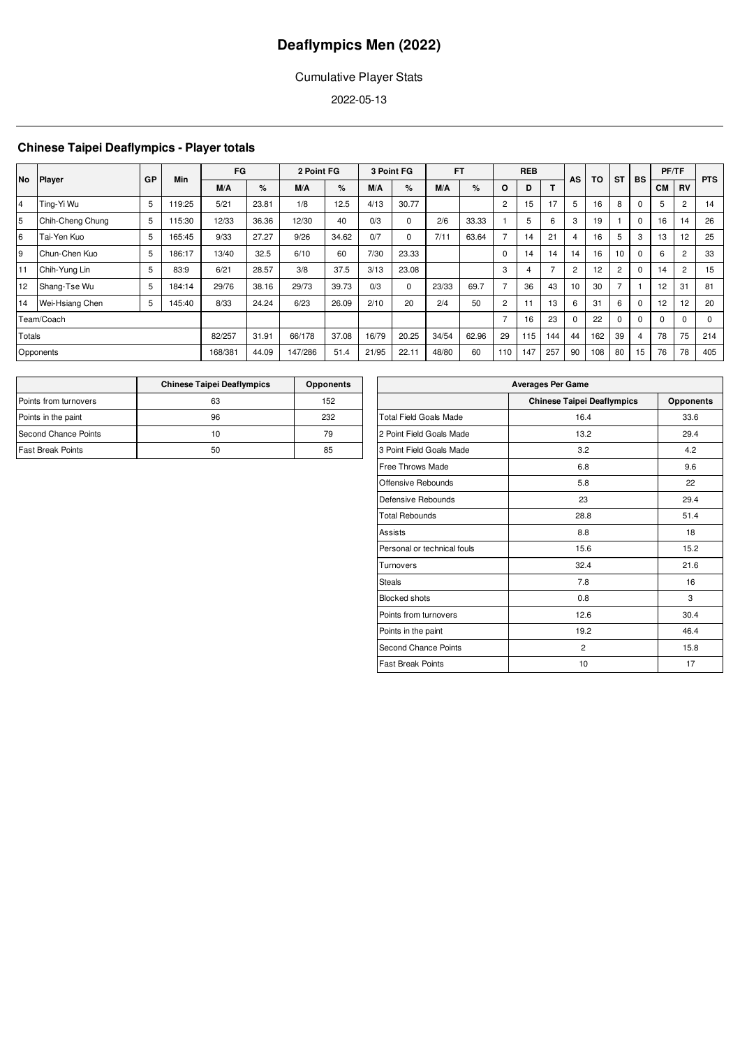# Deaflympics Men (2022)

Cumulative Player Stats

2022-05-13

## Chinese Taipei Deaflympics - Player totals

| No | Player | GP | Min | FG | | 2 Point FG | | 3 Point FG | | FT | | REB | | | AS | TO | ST | BS | PF/TF | | PTS |
|---|---|---|---|---|---|---|---|---|---|---|---|---|---|---|---|---|---|---|---|---|---|
| | | | | M/A | % | M/A | % | M/A | % | M/A | % | O | D | T | | | | | CM | RV | |
| 4 | Ting-Yi Wu | 5 | 119:25 | 5/21 | 23.81 | 1/8 | 12.5 | 4/13 | 30.77 | | | 2 | 15 | 17 | 5 | 16 | 8 | 0 | 5 | 2 | 14 |
| 5 | Chih-Cheng Chung | 5 | 115:30 | 12/33 | 36.36 | 12/30 | 40 | 0/3 | 0 | 2/6 | 33.33 | 1 | 5 | 6 | 3 | 19 | 1 | 0 | 16 | 14 | 26 |
| 6 | Tai-Yen Kuo | 5 | 165:45 | 9/33 | 27.27 | 9/26 | 34.62 | 0/7 | 0 | 7/11 | 63.64 | 7 | 14 | 21 | 4 | 16 | 5 | 3 | 13 | 12 | 25 |
| 9 | Chun-Chen Kuo | 5 | 186:17 | 13/40 | 32.5 | 6/10 | 60 | 7/30 | 23.33 | | | 0 | 14 | 14 | 14 | 16 | 10 | 0 | 6 | 2 | 33 |
| 11 | Chih-Yung Lin | 5 | 83:9 | 6/21 | 28.57 | 3/8 | 37.5 | 3/13 | 23.08 | | | 3 | 4 | 7 | 2 | 12 | 2 | 0 | 14 | 2 | 15 |
| 12 | Shang-Tse Wu | 5 | 184:14 | 29/76 | 38.16 | 29/73 | 39.73 | 0/3 | 0 | 23/33 | 69.7 | 7 | 36 | 43 | 10 | 30 | 7 | 1 | 12 | 31 | 81 |
| 14 | Wei-Hsiang Chen | 5 | 145:40 | 8/33 | 24.24 | 6/23 | 26.09 | 2/10 | 20 | 2/4 | 50 | 2 | 11 | 13 | 6 | 31 | 6 | 0 | 12 | 12 | 20 |
| Team/Coach | | | | | | | | | | | | 7 | 16 | 23 | 0 | 22 | 0 | 0 | 0 | 0 | 0 |
| Totals | | | | 82/257 | 31.91 | 66/178 | 37.08 | 16/79 | 20.25 | 34/54 | 62.96 | 29 | 115 | 144 | 44 | 162 | 39 | 4 | 78 | 75 | 214 |
| Opponents | | | | 168/381 | 44.09 | 147/286 | 51.4 | 21/95 | 22.11 | 48/80 | 60 | 110 | 147 | 257 | 90 | 108 | 80 | 15 | 76 | 78 | 405 |

| | Chinese Taipei Deaflympics | Opponents |
|---|---|---|
| Points from turnovers | 63 | 152 |
| Points in the paint | 96 | 232 |
| Second Chance Points | 10 | 79 |
| Fast Break Points | 50 | 85 |

| Averages Per Game | | |
|---|---|---|
| | Chinese Taipei Deaflympics | Opponents |
| Total Field Goals Made | 16.4 | 33.6 |
| 2 Point Field Goals Made | 13.2 | 29.4 |
| 3 Point Field Goals Made | 3.2 | 4.2 |
| Free Throws Made | 6.8 | 9.6 |
| Offensive Rebounds | 5.8 | 22 |
| Defensive Rebounds | 23 | 29.4 |
| Total Rebounds | 28.8 | 51.4 |
| Assists | 8.8 | 18 |
| Personal or technical fouls | 15.6 | 15.2 |
| Turnovers | 32.4 | 21.6 |
| Steals | 7.8 | 16 |
| Blocked shots | 0.8 | 3 |
| Points from turnovers | 12.6 | 30.4 |
| Points in the paint | 19.2 | 46.4 |
| Second Chance Points | 2 | 15.8 |
| Fast Break Points | 10 | 17 |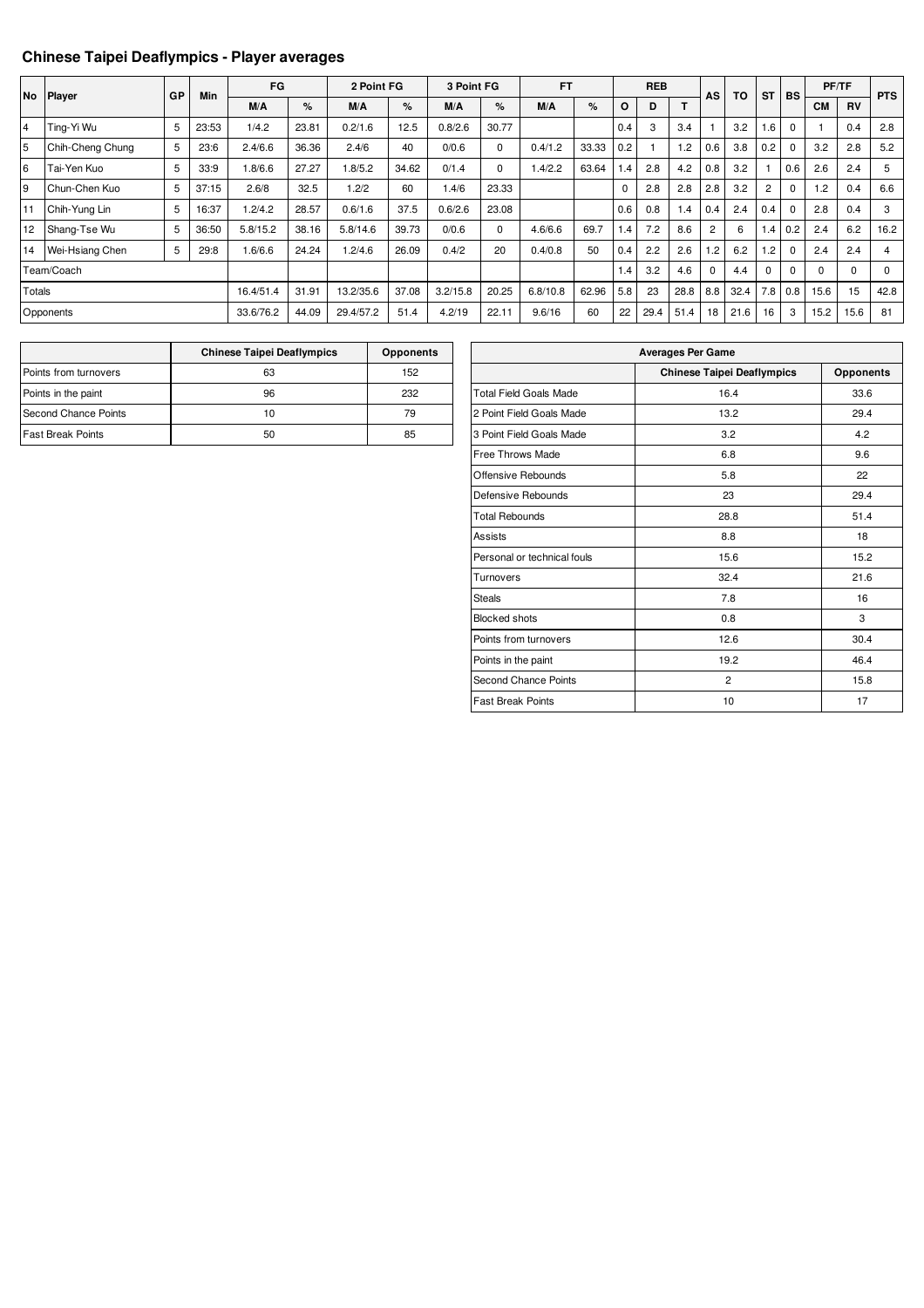## Chinese Taipei Deaflympics - Player averages

| No | Player | GP | Min | FG | | 2 Point FG | | 3 Point FG | | FT | | REB | | | AS | TO | ST | BS | PF/TF | | PTS |
|---|---|---|---|---|---|---|---|---|---|---|---|---|---|---|---|---|---|---|---|---|---|
| | | | | M/A | % | M/A | % | M/A | % | M/A | % | O | D | T | | | | | CM | RV | |
| 4 | Ting-Yi Wu | 5 | 23:53 | 1/4.2 | 23.81 | 0.2/1.6 | 12.5 | 0.8/2.6 | 30.77 | | | 0.4 | 3 | 3.4 | 1 | 3.2 | 1.6 | 0 | 1 | 0.4 | 2.8 |
| 5 | Chih-Cheng Chung | 5 | 23:6 | 2.4/6.6 | 36.36 | 2.4/6 | 40 | 0/0.6 | 0 | 0.4/1.2 | 33.33 | 0.2 | 1 | 1.2 | 0.6 | 3.8 | 0.2 | 0 | 3.2 | 2.8 | 5.2 |
| 6 | Tai-Yen Kuo | 5 | 33:9 | 1.8/6.6 | 27.27 | 1.8/5.2 | 34.62 | 0/1.4 | 0 | 1.4/2.2 | 63.64 | 1.4 | 2.8 | 4.2 | 0.8 | 3.2 | 1 | 0.6 | 2.6 | 2.4 | 5 |
| 9 | Chun-Chen Kuo | 5 | 37:15 | 2.6/8 | 32.5 | 1.2/2 | 60 | 1.4/6 | 23.33 | | | 0 | 2.8 | 2.8 | 2.8 | 3.2 | 2 | 0 | 1.2 | 0.4 | 6.6 |
| 11 | Chih-Yung Lin | 5 | 16:37 | 1.2/4.2 | 28.57 | 0.6/1.6 | 37.5 | 0.6/2.6 | 23.08 | | | 0.6 | 0.8 | 1.4 | 0.4 | 2.4 | 0.4 | 0 | 2.8 | 0.4 | 3 |
| 12 | Shang-Tse Wu | 5 | 36:50 | 5.8/15.2 | 38.16 | 5.8/14.6 | 39.73 | 0/0.6 | 0 | 4.6/6.6 | 69.7 | 1.4 | 7.2 | 8.6 | 2 | 6 | 1.4 | 0.2 | 2.4 | 6.2 | 16.2 |
| 14 | Wei-Hsiang Chen | 5 | 29:8 | 1.6/6.6 | 24.24 | 1.2/4.6 | 26.09 | 0.4/2 | 20 | 0.4/0.8 | 50 | 0.4 | 2.2 | 2.6 | 1.2 | 6.2 | 1.2 | 0 | 2.4 | 2.4 | 4 |
| Team/Coach | | | | | | | | | | | | 1.4 | 3.2 | 4.6 | 0 | 4.4 | 0 | 0 | 0 | 0 | 0 |
| Totals | | | | 16.4/51.4 | 31.91 | 13.2/35.6 | 37.08 | 3.2/15.8 | 20.25 | 6.8/10.8 | 62.96 | 5.8 | 23 | 28.8 | 8.8 | 32.4 | 7.8 | 0.8 | 15.6 | 15 | 42.8 |
| Opponents | | | | 33.6/76.2 | 44.09 | 29.4/57.2 | 51.4 | 4.2/19 | 22.11 | 9.6/16 | 60 | 22 | 29.4 | 51.4 | 18 | 21.6 | 16 | 3 | 15.2 | 15.6 | 81 |

| | Chinese Taipei Deaflympics | Opponents |
|---|---|---|
| Points from turnovers | 63 | 152 |
| Points in the paint | 96 | 232 |
| Second Chance Points | 10 | 79 |
| Fast Break Points | 50 | 85 |

| Averages Per Game | | |
|---|---|---|
| | Chinese Taipei Deaflympics | Opponents |
| Total Field Goals Made | 16.4 | 33.6 |
| 2 Point Field Goals Made | 13.2 | 29.4 |
| 3 Point Field Goals Made | 3.2 | 4.2 |
| Free Throws Made | 6.8 | 9.6 |
| Offensive Rebounds | 5.8 | 22 |
| Defensive Rebounds | 23 | 29.4 |
| Total Rebounds | 28.8 | 51.4 |
| Assists | 8.8 | 18 |
| Personal or technical fouls | 15.6 | 15.2 |
| Turnovers | 32.4 | 21.6 |
| Steals | 7.8 | 16 |
| Blocked shots | 0.8 | 3 |
| Points from turnovers | 12.6 | 30.4 |
| Points in the paint | 19.2 | 46.4 |
| Second Chance Points | 2 | 15.8 |
| Fast Break Points | 10 | 17 |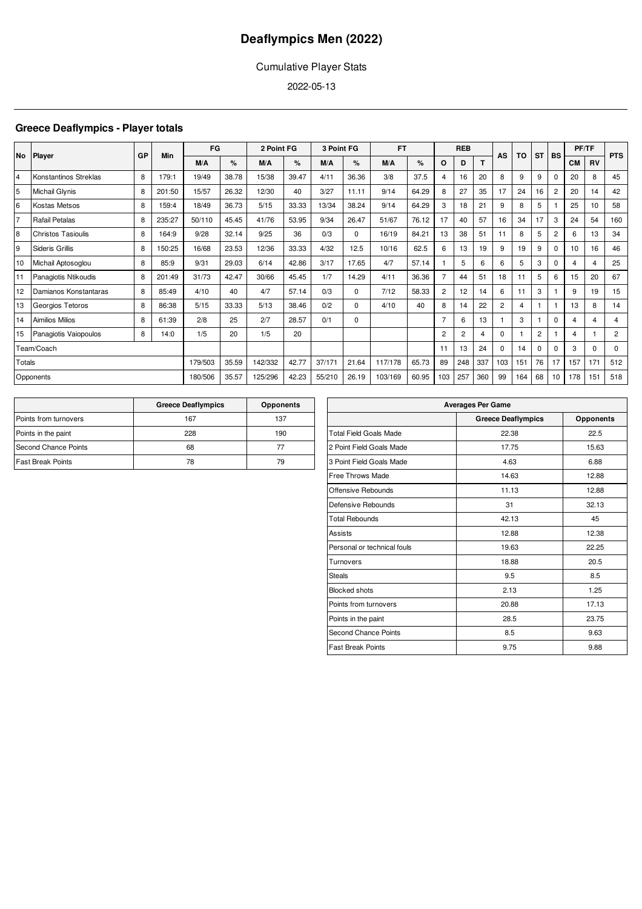# Deaflympics Men (2022)

Cumulative Player Stats

2022-05-13

## Greece Deaflympics - Player totals

| No | Player | GP | Min | FG | | 2 Point FG | | 3 Point FG | | FT | | REB | | | AS | TO | ST | BS | PF/TF | | PTS |
|---|---|---|---|---|---|---|---|---|---|---|---|---|---|---|---|---|---|---|---|---|---|
| | | | | M/A | % | M/A | % | M/A | % | M/A | % | O | D | T | | | | | CM | RV | |
| 4 | Konstantinos Streklas | 8 | 179:1 | 19/49 | 38.78 | 15/38 | 39.47 | 4/11 | 36.36 | 3/8 | 37.5 | 4 | 16 | 20 | 8 | 9 | 9 | 0 | 20 | 8 | 45 |
| 5 | Michail Glynis | 8 | 201:50 | 15/57 | 26.32 | 12/30 | 40 | 3/27 | 11.11 | 9/14 | 64.29 | 8 | 27 | 35 | 17 | 24 | 16 | 2 | 20 | 14 | 42 |
| 6 | Kostas Metsos | 8 | 159:4 | 18/49 | 36.73 | 5/15 | 33.33 | 13/34 | 38.24 | 9/14 | 64.29 | 3 | 18 | 21 | 9 | 8 | 5 | 1 | 25 | 10 | 58 |
| 7 | Rafail Petalas | 8 | 235:27 | 50/110 | 45.45 | 41/76 | 53.95 | 9/34 | 26.47 | 51/67 | 76.12 | 17 | 40 | 57 | 16 | 34 | 17 | 3 | 24 | 54 | 160 |
| 8 | Christos Tasioulis | 8 | 164:9 | 9/28 | 32.14 | 9/25 | 36 | 0/3 | 0 | 16/19 | 84.21 | 13 | 38 | 51 | 11 | 8 | 5 | 2 | 6 | 13 | 34 |
| 9 | Sideris Grillis | 8 | 150:25 | 16/68 | 23.53 | 12/36 | 33.33 | 4/32 | 12.5 | 10/16 | 62.5 | 6 | 13 | 19 | 9 | 19 | 9 | 0 | 10 | 16 | 46 |
| 10 | Michail Aptosoglou | 8 | 85:9 | 9/31 | 29.03 | 6/14 | 42.86 | 3/17 | 17.65 | 4/7 | 57.14 | 1 | 5 | 6 | 6 | 5 | 3 | 0 | 4 | 4 | 25 |
| 11 | Panagiotis Ntikoudis | 8 | 201:49 | 31/73 | 42.47 | 30/66 | 45.45 | 1/7 | 14.29 | 4/11 | 36.36 | 7 | 44 | 51 | 18 | 11 | 5 | 6 | 15 | 20 | 67 |
| 12 | Damianos Konstantaras | 8 | 85:49 | 4/10 | 40 | 4/7 | 57.14 | 0/3 | 0 | 7/12 | 58.33 | 2 | 12 | 14 | 6 | 11 | 3 | 1 | 9 | 19 | 15 |
| 13 | Georgios Tetoros | 8 | 86:38 | 5/15 | 33.33 | 5/13 | 38.46 | 0/2 | 0 | 4/10 | 40 | 8 | 14 | 22 | 2 | 4 | 1 | 1 | 13 | 8 | 14 |
| 14 | Aimilios Milios | 8 | 61:39 | 2/8 | 25 | 2/7 | 28.57 | 0/1 | 0 | | | 7 | 6 | 13 | 1 | 3 | 1 | 0 | 4 | 4 | 4 |
| 15 | Panagiotis Vaiopoulos | 8 | 14:0 | 1/5 | 20 | 1/5 | 20 | | | | | 2 | 2 | 4 | 0 | 1 | 2 | 1 | 4 | 1 | 2 |
| Team/Coach | | | | | | | | | | | | 11 | 13 | 24 | 0 | 14 | 0 | 0 | 3 | 0 | 0 |
| Totals | | | | 179/503 | 35.59 | 142/332 | 42.77 | 37/171 | 21.64 | 117/178 | 65.73 | 89 | 248 | 337 | 103 | 151 | 76 | 17 | 157 | 171 | 512 |
| Opponents | | | | 180/506 | 35.57 | 125/296 | 42.23 | 55/210 | 26.19 | 103/169 | 60.95 | 103 | 257 | 360 | 99 | 164 | 68 | 10 | 178 | 151 | 518 |

| | Greece Deaflympics | Opponents |
|---|---|---|
| Points from turnovers | 167 | 137 |
| Points in the paint | 228 | 190 |
| Second Chance Points | 68 | 77 |
| Fast Break Points | 78 | 79 |

| Averages Per Game | Greece Deaflympics | Opponents |
|---|---|---|
| Total Field Goals Made | 22.38 | 22.5 |
| 2 Point Field Goals Made | 17.75 | 15.63 |
| 3 Point Field Goals Made | 4.63 | 6.88 |
| Free Throws Made | 14.63 | 12.88 |
| Offensive Rebounds | 11.13 | 12.88 |
| Defensive Rebounds | 31 | 32.13 |
| Total Rebounds | 42.13 | 45 |
| Assists | 12.88 | 12.38 |
| Personal or technical fouls | 19.63 | 22.25 |
| Turnovers | 18.88 | 20.5 |
| Steals | 9.5 | 8.5 |
| Blocked shots | 2.13 | 1.25 |
| Points from turnovers | 20.88 | 17.13 |
| Points in the paint | 28.5 | 23.75 |
| Second Chance Points | 8.5 | 9.63 |
| Fast Break Points | 9.75 | 9.88 |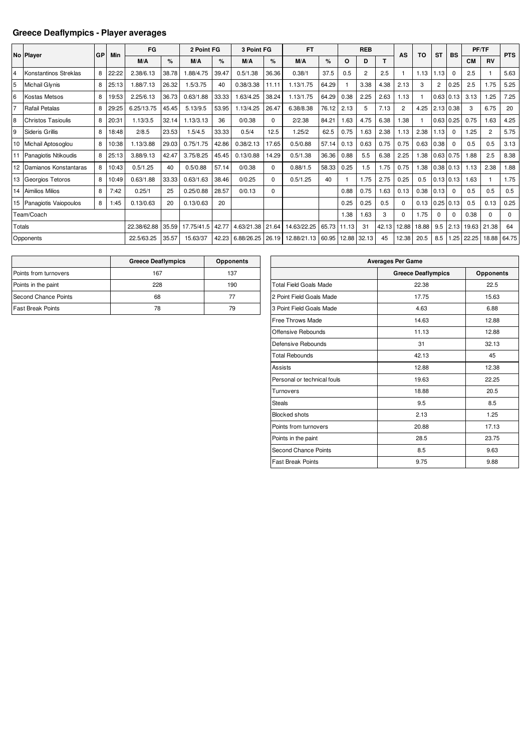## Greece Deaflympics - Player averages

| No | Player | GP | Min | FG | | 2 Point FG | | 3 Point FG | | FT | | REB | | | AS | TO | ST | BS | PF/TF | | PTS |
|---|---|---|---|---|---|---|---|---|---|---|---|---|---|---|---|---|---|---|---|---|---|
| | | | | M/A | % | M/A | % | M/A | % | M/A | % | O | D | T | | | | | CM | RV | |
| 4 | Konstantinos Streklas | 8 | 22:22 | 2.38/6.13 | 38.78 | 1.88/4.75 | 39.47 | 0.5/1.38 | 36.36 | 0.38/1 | 37.5 | 0.5 | 2 | 2.5 | 1 | 1.13 | 1.13 | 0 | 2.5 | 1 | 5.63 |
| 5 | Michail Glynis | 8 | 25:13 | 1.88/7.13 | 26.32 | 1.5/3.75 | 40 | 0.38/3.38 | 11.11 | 1.13/1.75 | 64.29 | 1 | 3.38 | 4.38 | 2.13 | 3 | 2 | 0.25 | 2.5 | 1.75 | 5.25 |
| 6 | Kostas Metsos | 8 | 19:53 | 2.25/6.13 | 36.73 | 0.63/1.88 | 33.33 | 1.63/4.25 | 38.24 | 1.13/1.75 | 64.29 | 0.38 | 2.25 | 2.63 | 1.13 | 1 | 0.63 | 0.13 | 3.13 | 1.25 | 7.25 |
| 7 | Rafail Petalas | 8 | 29:25 | 6.25/13.75 | 45.45 | 5.13/9.5 | 53.95 | 1.13/4.25 | 26.47 | 6.38/8.38 | 76.12 | 2.13 | 5 | 7.13 | 2 | 4.25 | 2.13 | 0.38 | 3 | 6.75 | 20 |
| 8 | Christos Tasioulis | 8 | 20:31 | 1.13/3.5 | 32.14 | 1.13/3.13 | 36 | 0/0.38 | 0 | 2/2.38 | 84.21 | 1.63 | 4.75 | 6.38 | 1.38 | 1 | 0.63 | 0.25 | 0.75 | 1.63 | 4.25 |
| 9 | Sideris Grillis | 8 | 18:48 | 2/8.5 | 23.53 | 1.5/4.5 | 33.33 | 0.5/4 | 12.5 | 1.25/2 | 62.5 | 0.75 | 1.63 | 2.38 | 1.13 | 2.38 | 1.13 | 0 | 1.25 | 2 | 5.75 |
| 10 | Michail Aptosoglou | 8 | 10:38 | 1.13/3.88 | 29.03 | 0.75/1.75 | 42.86 | 0.38/2.13 | 17.65 | 0.5/0.88 | 57.14 | 0.13 | 0.63 | 0.75 | 0.75 | 0.63 | 0.38 | 0 | 0.5 | 0.5 | 3.13 |
| 11 | Panagiotis Ntikoudis | 8 | 25:13 | 3.88/9.13 | 42.47 | 3.75/8.25 | 45.45 | 0.13/0.88 | 14.29 | 0.5/1.38 | 36.36 | 0.88 | 5.5 | 6.38 | 2.25 | 1.38 | 0.63 | 0.75 | 1.88 | 2.5 | 8.38 |
| 12 | Damianos Konstantaras | 8 | 10:43 | 0.5/1.25 | 40 | 0.5/0.88 | 57.14 | 0/0.38 | 0 | 0.88/1.5 | 58.33 | 0.25 | 1.5 | 1.75 | 0.75 | 1.38 | 0.38 | 0.13 | 1.13 | 2.38 | 1.88 |
| 13 | Georgios Tetoros | 8 | 10:49 | 0.63/1.88 | 33.33 | 0.63/1.63 | 38.46 | 0/0.25 | 0 | 0.5/1.25 | 40 | 1 | 1.75 | 2.75 | 0.25 | 0.5 | 0.13 | 0.13 | 1.63 | 1 | 1.75 |
| 14 | Aimilios Milios | 8 | 7:42 | 0.25/1 | 25 | 0.25/0.88 | 28.57 | 0/0.13 | 0 | | | 0.88 | 0.75 | 1.63 | 0.13 | 0.38 | 0.13 | 0 | 0.5 | 0.5 | 0.5 |
| 15 | Panagiotis Vaiopoulos | 8 | 1:45 | 0.13/0.63 | 20 | 0.13/0.63 | 20 | | | | | 0.25 | 0.25 | 0.5 | 0 | 0.13 | 0.25 | 0.13 | 0.5 | 0.13 | 0.25 |
| Team/Coach | | | | | | | | | | | | 1.38 | 1.63 | 3 | 0 | 1.75 | 0 | 0 | 0.38 | 0 | 0 |
| Totals | | | | 22.38/62.88 | 35.59 | 17.75/41.5 | 42.77 | 4.63/21.38 | 21.64 | 14.63/22.25 | 65.73 | 11.13 | 31 | 42.13 | 12.88 | 18.88 | 9.5 | 2.13 | 19.63 | 21.38 | 64 |
| Opponents | | | | 22.5/63.25 | 35.57 | 15.63/37 | 42.23 | 6.88/26.25 | 26.19 | 12.88/21.13 | 60.95 | 12.88 | 32.13 | 45 | 12.38 | 20.5 | 8.5 | 1.25 | 22.25 | 18.88 | 64.75 |

| | Greece Deaflympics | Opponents |
|---|---|---|
| Points from turnovers | 167 | 137 |
| Points in the paint | 228 | 190 |
| Second Chance Points | 68 | 77 |
| Fast Break Points | 78 | 79 |

| Averages Per Game | | |
|---|---|---|
| | Greece Deaflympics | Opponents |
| Total Field Goals Made | 22.38 | 22.5 |
| 2 Point Field Goals Made | 17.75 | 15.63 |
| 3 Point Field Goals Made | 4.63 | 6.88 |
| Free Throws Made | 14.63 | 12.88 |
| Offensive Rebounds | 11.13 | 12.88 |
| Defensive Rebounds | 31 | 32.13 |
| Total Rebounds | 42.13 | 45 |
| Assists | 12.88 | 12.38 |
| Personal or technical fouls | 19.63 | 22.25 |
| Turnovers | 18.88 | 20.5 |
| Steals | 9.5 | 8.5 |
| Blocked shots | 2.13 | 1.25 |
| Points from turnovers | 20.88 | 17.13 |
| Points in the paint | 28.5 | 23.75 |
| Second Chance Points | 8.5 | 9.63 |
| Fast Break Points | 9.75 | 9.88 |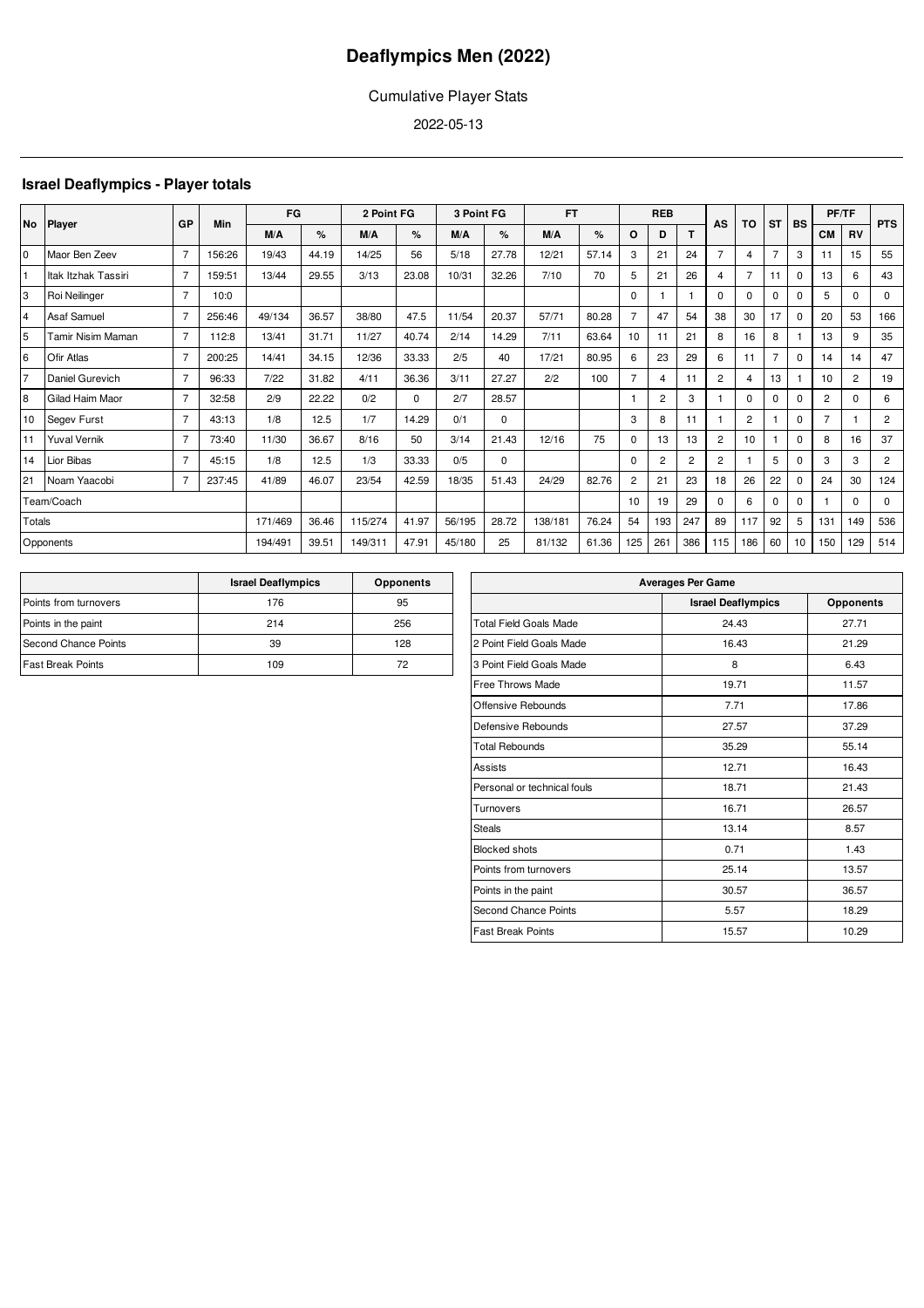# Deaflympics Men (2022)

Cumulative Player Stats

2022-05-13

## Israel Deaflympics - Player totals

| No | Player | GP | Min | FG | | 2 Point FG | | 3 Point FG | | FT | | REB | | | AS | TO | ST | BS | PF/TF | | PTS |
|---|---|---|---|---|---|---|---|---|---|---|---|---|---|---|---|---|---|---|---|---|---|
| | | | | M/A | % | M/A | % | M/A | % | M/A | % | O | D | T | | | | | CM | RV | |
| 0 | Maor Ben Zeev | 7 | 156:26 | 19/43 | 44.19 | 14/25 | 56 | 5/18 | 27.78 | 12/21 | 57.14 | 3 | 21 | 24 | 7 | 4 | 7 | 3 | 11 | 15 | 55 |
| 1 | Itak Itzhak Tassiri | 7 | 159:51 | 13/44 | 29.55 | 3/13 | 23.08 | 10/31 | 32.26 | 7/10 | 70 | 5 | 21 | 26 | 4 | 7 | 11 | 0 | 13 | 6 | 43 |
| 3 | Roi Neilinger | 7 | 10:0 | | | | | | | | | 0 | 1 | 1 | 0 | 0 | 0 | 0 | 5 | 0 | 0 |
| 4 | Asaf Samuel | 7 | 256:46 | 49/134 | 36.57 | 38/80 | 47.5 | 11/54 | 20.37 | 57/71 | 80.28 | 7 | 47 | 54 | 38 | 30 | 17 | 0 | 20 | 53 | 166 |
| 5 | Tamir Nisim Maman | 7 | 112:8 | 13/41 | 31.71 | 11/27 | 40.74 | 2/14 | 14.29 | 7/11 | 63.64 | 10 | 11 | 21 | 8 | 16 | 8 | 1 | 13 | 9 | 35 |
| 6 | Ofir Atlas | 7 | 200:25 | 14/41 | 34.15 | 12/36 | 33.33 | 2/5 | 40 | 17/21 | 80.95 | 6 | 23 | 29 | 6 | 11 | 7 | 0 | 14 | 14 | 47 |
| 7 | Daniel Gurevich | 7 | 96:33 | 7/22 | 31.82 | 4/11 | 36.36 | 3/11 | 27.27 | 2/2 | 100 | 7 | 4 | 11 | 2 | 4 | 13 | 1 | 10 | 2 | 19 |
| 8 | Gilad Haim Maor | 7 | 32:58 | 2/9 | 22.22 | 0/2 | 0 | 2/7 | 28.57 | | | 1 | 2 | 3 | 1 | 0 | 0 | 0 | 2 | 0 | 6 |
| 10 | Segev Furst | 7 | 43:13 | 1/8 | 12.5 | 1/7 | 14.29 | 0/1 | 0 | | | 3 | 8 | 11 | 1 | 2 | 1 | 0 | 7 | 1 | 2 |
| 11 | Yuval Vernik | 7 | 73:40 | 11/30 | 36.67 | 8/16 | 50 | 3/14 | 21.43 | 12/16 | 75 | 0 | 13 | 13 | 2 | 10 | 1 | 0 | 8 | 16 | 37 |
| 14 | Lior Bibas | 7 | 45:15 | 1/8 | 12.5 | 1/3 | 33.33 | 0/5 | 0 | | | 0 | 2 | 2 | 2 | 1 | 5 | 0 | 3 | 3 | 2 |
| 21 | Noam Yaacobi | 7 | 237:45 | 41/89 | 46.07 | 23/54 | 42.59 | 18/35 | 51.43 | 24/29 | 82.76 | 2 | 21 | 23 | 18 | 26 | 22 | 0 | 24 | 30 | 124 |
| Team/Coach | | | | | | | | | | | | 10 | 19 | 29 | 0 | 6 | 0 | 0 | 1 | 0 | 0 |
| Totals | | | | 171/469 | 36.46 | 115/274 | 41.97 | 56/195 | 28.72 | 138/181 | 76.24 | 54 | 193 | 247 | 89 | 117 | 92 | 5 | 131 | 149 | 536 |
| Opponents | | | | 194/491 | 39.51 | 149/311 | 47.91 | 45/180 | 25 | 81/132 | 61.36 | 125 | 261 | 386 | 115 | 186 | 60 | 10 | 150 | 129 | 514 |

| | Israel Deaflympics | Opponents |
|---|---|---|
| Points from turnovers | 176 | 95 |
| Points in the paint | 214 | 256 |
| Second Chance Points | 39 | 128 |
| Fast Break Points | 109 | 72 |

| Averages Per Game | | |
|---|---|---|
| | Israel Deaflympics | Opponents |
| Total Field Goals Made | 24.43 | 27.71 |
| 2 Point Field Goals Made | 16.43 | 21.29 |
| 3 Point Field Goals Made | 8 | 6.43 |
| Free Throws Made | 19.71 | 11.57 |
| Offensive Rebounds | 7.71 | 17.86 |
| Defensive Rebounds | 27.57 | 37.29 |
| Total Rebounds | 35.29 | 55.14 |
| Assists | 12.71 | 16.43 |
| Personal or technical fouls | 18.71 | 21.43 |
| Turnovers | 16.71 | 26.57 |
| Steals | 13.14 | 8.57 |
| Blocked shots | 0.71 | 1.43 |
| Points from turnovers | 25.14 | 13.57 |
| Points in the paint | 30.57 | 36.57 |
| Second Chance Points | 5.57 | 18.29 |
| Fast Break Points | 15.57 | 10.29 |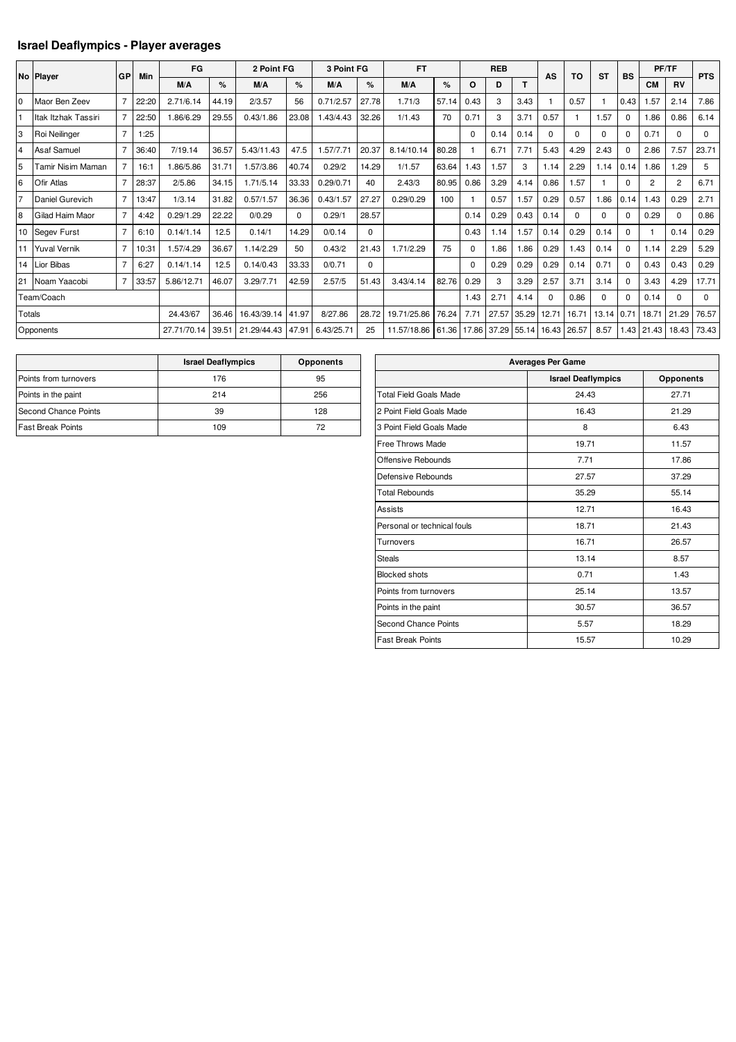## Israel Deaflympics - Player averages

| No | Player | GP | Min | FG | | 2 Point FG | | 3 Point FG | | FT | | REB | | | AS | TO | ST | BS | PF/TF | | PTS |
|---|---|---|---|---|---|---|---|---|---|---|---|---|---|---|---|---|---|---|---|---|---|
| | | | | M/A | % | M/A | % | M/A | % | M/A | % | O | D | T | | | | | CM | RV | |
| 0 | Maor Ben Zeev | 7 | 22:20 | 2.71/6.14 | 44.19 | 2/3.57 | 56 | 0.71/2.57 | 27.78 | 1.71/3 | 57.14 | 0.43 | 3 | 3.43 | 1 | 0.57 | 1 | 0.43 | 1.57 | 2.14 | 7.86 |
| 1 | Itak Itzhak Tassiri | 7 | 22:50 | 1.86/6.29 | 29.55 | 0.43/1.86 | 23.08 | 1.43/4.43 | 32.26 | 1/1.43 | 70 | 0.71 | 3 | 3.71 | 0.57 | 1 | 1.57 | 0 | 1.86 | 0.86 | 6.14 |
| 3 | Roi Neilinger | 7 | 1:25 | | | | | | | | | 0 | 0.14 | 0.14 | 0 | 0 | 0 | 0 | 0.71 | 0 | 0 |
| 4 | Asaf Samuel | 7 | 36:40 | 7/19.14 | 36.57 | 5.43/11.43 | 47.5 | 1.57/7.71 | 20.37 | 8.14/10.14 | 80.28 | 1 | 6.71 | 7.71 | 5.43 | 4.29 | 2.43 | 0 | 2.86 | 7.57 | 23.71 |
| 5 | Tamir Nisim Maman | 7 | 16:1 | 1.86/5.86 | 31.71 | 1.57/3.86 | 40.74 | 0.29/2 | 14.29 | 1/1.57 | 63.64 | 1.43 | 1.57 | 3 | 1.14 | 2.29 | 1.14 | 0.14 | 1.86 | 1.29 | 5 |
| 6 | Ofir Atlas | 7 | 28:37 | 2/5.86 | 34.15 | 1.71/5.14 | 33.33 | 0.29/0.71 | 40 | 2.43/3 | 80.95 | 0.86 | 3.29 | 4.14 | 0.86 | 1.57 | 1 | 0 | 2 | 2 | 6.71 |
| 7 | Daniel Gurevich | 7 | 13:47 | 1/3.14 | 31.82 | 0.57/1.57 | 36.36 | 0.43/1.57 | 27.27 | 0.29/0.29 | 100 | 1 | 0.57 | 1.57 | 0.29 | 0.57 | 1.86 | 0.14 | 1.43 | 0.29 | 2.71 |
| 8 | Gilad Haim Maor | 7 | 4:42 | 0.29/1.29 | 22.22 | 0/0.29 | 0 | 0.29/1 | 28.57 | | | 0.14 | 0.29 | 0.43 | 0.14 | 0 | 0 | 0 | 0.29 | 0 | 0.86 |
| 10 | Segev Furst | 7 | 6:10 | 0.14/1.14 | 12.5 | 0.14/1 | 14.29 | 0/0.14 | 0 | | | 0.43 | 1.14 | 1.57 | 0.14 | 0.29 | 0.14 | 0 | 1 | 0.14 | 0.29 |
| 11 | Yuval Vernik | 7 | 10:31 | 1.57/4.29 | 36.67 | 1.14/2.29 | 50 | 0.43/2 | 21.43 | 1.71/2.29 | 75 | 0 | 1.86 | 1.86 | 0.29 | 1.43 | 0.14 | 0 | 1.14 | 2.29 | 5.29 |
| 14 | Lior Bibas | 7 | 6:27 | 0.14/1.14 | 12.5 | 0.14/0.43 | 33.33 | 0/0.71 | 0 | | | 0 | 0.29 | 0.29 | 0.29 | 0.14 | 0.71 | 0 | 0.43 | 0.43 | 0.29 |
| 21 | Noam Yaacobi | 7 | 33:57 | 5.86/12.71 | 46.07 | 3.29/7.71 | 42.59 | 2.57/5 | 51.43 | 3.43/4.14 | 82.76 | 0.29 | 3 | 3.29 | 2.57 | 3.71 | 3.14 | 0 | 3.43 | 4.29 | 17.71 |
| Team/Coach | | | | | | | | | | | | 1.43 | 2.71 | 4.14 | 0 | 0.86 | 0 | 0 | 0.14 | 0 | 0 |
| Totals | | | | 24.43/67 | 36.46 | 16.43/39.14 | 41.97 | 8/27.86 | 28.72 | 19.71/25.86 | 76.24 | 7.71 | 27.57 | 35.29 | 12.71 | 16.71 | 13.14 | 0.71 | 18.71 | 21.29 | 76.57 |
| Opponents | | | | 27.71/70.14 | 39.51 | 21.29/44.43 | 47.91 | 6.43/25.71 | 25 | 11.57/18.86 | 61.36 | 17.86 | 37.29 | 55.14 | 16.43 | 26.57 | 8.57 | 1.43 | 21.43 | 18.43 | 73.43 |

| | Israel Deaflympics | Opponents |
|---|---|---|
| Points from turnovers | 176 | 95 |
| Points in the paint | 214 | 256 |
| Second Chance Points | 39 | 128 |
| Fast Break Points | 109 | 72 |

| Averages Per Game | | |
|---|---|---|
| | Israel Deaflympics | Opponents |
| Total Field Goals Made | 24.43 | 27.71 |
| 2 Point Field Goals Made | 16.43 | 21.29 |
| 3 Point Field Goals Made | 8 | 6.43 |
| Free Throws Made | 19.71 | 11.57 |
| Offensive Rebounds | 7.71 | 17.86 |
| Defensive Rebounds | 27.57 | 37.29 |
| Total Rebounds | 35.29 | 55.14 |
| Assists | 12.71 | 16.43 |
| Personal or technical fouls | 18.71 | 21.43 |
| Turnovers | 16.71 | 26.57 |
| Steals | 13.14 | 8.57 |
| Blocked shots | 0.71 | 1.43 |
| Points from turnovers | 25.14 | 13.57 |
| Points in the paint | 30.57 | 36.57 |
| Second Chance Points | 5.57 | 18.29 |
| Fast Break Points | 15.57 | 10.29 |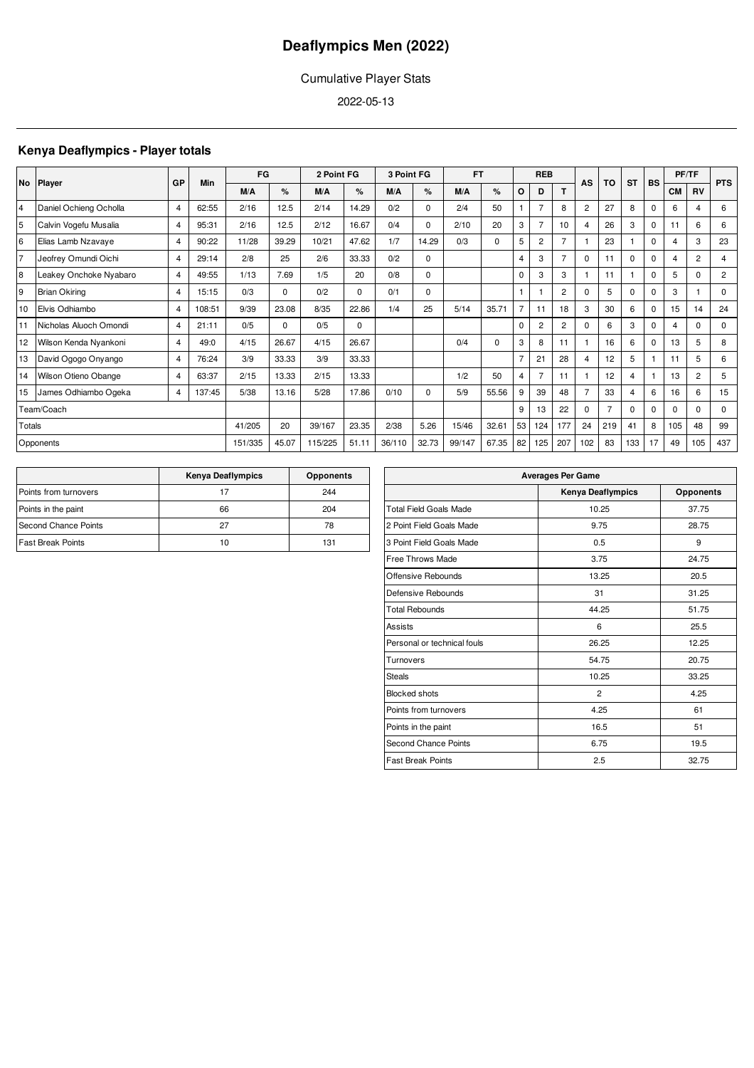# Deaflympics Men (2022)

Cumulative Player Stats

2022-05-13

## Kenya Deaflympics - Player totals

| No | Player | GP | Min | FG | | 2 Point FG | | 3 Point FG | | FT | | REB | | | AS | TO | ST | BS | PF/TF | | PTS |
|---|---|---|---|---|---|---|---|---|---|---|---|---|---|---|---|---|---|---|---|---|---|
| | | | | M/A | % | M/A | % | M/A | % | M/A | % | O | D | T | | | | | CM | RV | |
| 4 | Daniel Ochieng Ocholla | 4 | 62:55 | 2/16 | 12.5 | 2/14 | 14.29 | 0/2 | 0 | 2/4 | 50 | 1 | 7 | 8 | 2 | 27 | 8 | 0 | 6 | 4 | 6 |
| 5 | Calvin Vogefu Musalia | 4 | 95:31 | 2/16 | 12.5 | 2/12 | 16.67 | 0/4 | 0 | 2/10 | 20 | 3 | 7 | 10 | 4 | 26 | 3 | 0 | 11 | 6 | 6 |
| 6 | Elias Lamb Nzavaye | 4 | 90:22 | 11/28 | 39.29 | 10/21 | 47.62 | 1/7 | 14.29 | 0/3 | 0 | 5 | 2 | 7 | 1 | 23 | 1 | 0 | 4 | 3 | 23 |
| 7 | Jeofrey Omundi Oichi | 4 | 29:14 | 2/8 | 25 | 2/6 | 33.33 | 0/2 | 0 | | | 4 | 3 | 7 | 0 | 11 | 0 | 0 | 4 | 2 | 4 |
| 8 | Leakey Onchoke Nyabaro | 4 | 49:55 | 1/13 | 7.69 | 1/5 | 20 | 0/8 | 0 | | | 0 | 3 | 3 | 1 | 11 | 1 | 0 | 5 | 0 | 2 |
| 9 | Brian Okiring | 4 | 15:15 | 0/3 | 0 | 0/2 | 0 | 0/1 | 0 | | | 1 | 1 | 2 | 0 | 5 | 0 | 0 | 3 | 1 | 0 |
| 10 | Elvis Odhiambo | 4 | 108:51 | 9/39 | 23.08 | 8/35 | 22.86 | 1/4 | 25 | 5/14 | 35.71 | 7 | 11 | 18 | 3 | 30 | 6 | 0 | 15 | 14 | 24 |
| 11 | Nicholas Aluoch Omondi | 4 | 21:11 | 0/5 | 0 | 0/5 | 0 | | | | | 0 | 2 | 2 | 0 | 6 | 3 | 0 | 4 | 0 | 0 |
| 12 | Wilson Kenda Nyankoni | 4 | 49:0 | 4/15 | 26.67 | 4/15 | 26.67 | | | 0/4 | 0 | 3 | 8 | 11 | 1 | 16 | 6 | 0 | 13 | 5 | 8 |
| 13 | David Ogogo Onyango | 4 | 76:24 | 3/9 | 33.33 | 3/9 | 33.33 | | | | | 7 | 21 | 28 | 4 | 12 | 5 | 1 | 11 | 5 | 6 |
| 14 | Wilson Otieno Obange | 4 | 63:37 | 2/15 | 13.33 | 2/15 | 13.33 | | | 1/2 | 50 | 4 | 7 | 11 | 1 | 12 | 4 | 1 | 13 | 2 | 5 |
| 15 | James Odhiambo Ogeka | 4 | 137:45 | 5/38 | 13.16 | 5/28 | 17.86 | 0/10 | 0 | 5/9 | 55.56 | 9 | 39 | 48 | 7 | 33 | 4 | 6 | 16 | 6 | 15 |
| Team/Coach | | | | | | | | | | | | 9 | 13 | 22 | 0 | 7 | 0 | 0 | 0 | 0 | 0 |
| Totals | | | | 41/205 | 20 | 39/167 | 23.35 | 2/38 | 5.26 | 15/46 | 32.61 | 53 | 124 | 177 | 24 | 219 | 41 | 8 | 105 | 48 | 99 |
| Opponents | | | | 151/335 | 45.07 | 115/225 | 51.11 | 36/110 | 32.73 | 99/147 | 67.35 | 82 | 125 | 207 | 102 | 83 | 133 | 17 | 49 | 105 | 437 |

| | Kenya Deaflympics | Opponents |
|---|---|---|
| Points from turnovers | 17 | 244 |
| Points in the paint | 66 | 204 |
| Second Chance Points | 27 | 78 |
| Fast Break Points | 10 | 131 |

| Averages Per Game | | |
|---|---|---|
| | Kenya Deaflympics | Opponents |
| Total Field Goals Made | 10.25 | 37.75 |
| 2 Point Field Goals Made | 9.75 | 28.75 |
| 3 Point Field Goals Made | 0.5 | 9 |
| Free Throws Made | 3.75 | 24.75 |
| Offensive Rebounds | 13.25 | 20.5 |
| Defensive Rebounds | 31 | 31.25 |
| Total Rebounds | 44.25 | 51.75 |
| Assists | 6 | 25.5 |
| Personal or technical fouls | 26.25 | 12.25 |
| Turnovers | 54.75 | 20.75 |
| Steals | 10.25 | 33.25 |
| Blocked shots | 2 | 4.25 |
| Points from turnovers | 4.25 | 61 |
| Points in the paint | 16.5 | 51 |
| Second Chance Points | 6.75 | 19.5 |
| Fast Break Points | 2.5 | 32.75 |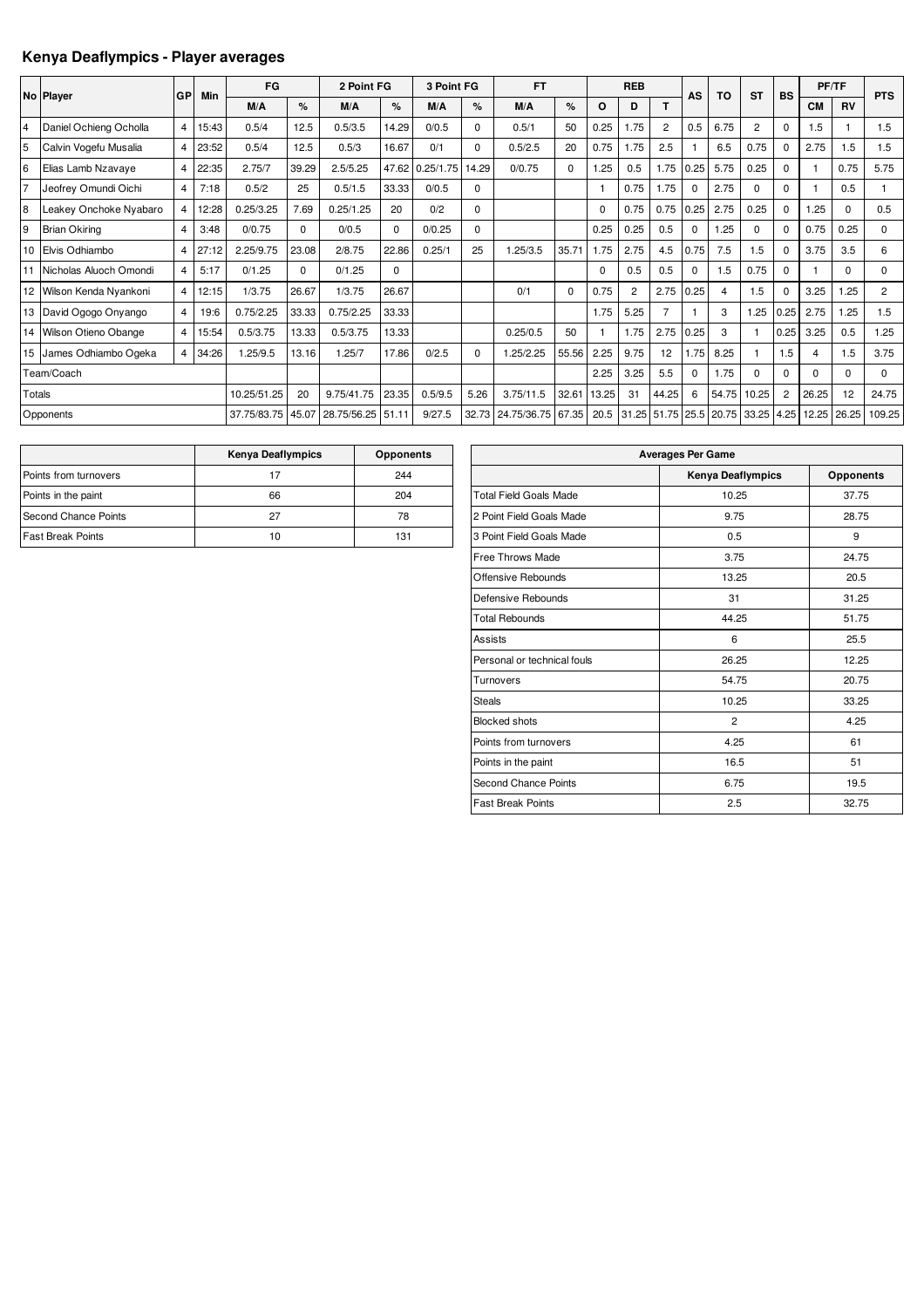## Kenya Deaflympics - Player averages

| No | Player | GP | Min | FG | | 2 Point FG | | 3 Point FG | | FT | | REB | | | AS | TO | ST | BS | PF/TF | | PTS |
|---|---|---|---|---|---|---|---|---|---|---|---|---|---|---|---|---|---|---|---|---|---|
| | | | | M/A | % | M/A | % | M/A | % | M/A | % | O | D | T | | | | | CM | RV | |
| 4 | Daniel Ochieng Ocholla | 4 | 15:43 | 0.5/4 | 12.5 | 0.5/3.5 | 14.29 | 0/0.5 | 0 | 0.5/1 | 50 | 0.25 | 1.75 | 2 | 0.5 | 6.75 | 2 | 0 | 1.5 | 1 | 1.5 |
| 5 | Calvin Vogefu Musalia | 4 | 23:52 | 0.5/4 | 12.5 | 0.5/3 | 16.67 | 0/1 | 0 | 0.5/2.5 | 20 | 0.75 | 1.75 | 2.5 | 1 | 6.5 | 0.75 | 0 | 2.75 | 1.5 | 1.5 |
| 6 | Elias Lamb Nzavaye | 4 | 22:35 | 2.75/7 | 39.29 | 2.5/5.25 | 47.62 | 0.25/1.75 | 14.29 | 0/0.75 | 0 | 1.25 | 0.5 | 1.75 | 0.25 | 5.75 | 0.25 | 0 | 1 | 0.75 | 5.75 |
| 7 | Jeofrey Omundi Oichi | 4 | 7:18 | 0.5/2 | 25 | 0.5/1.5 | 33.33 | 0/0.5 | 0 | | | 1 | 0.75 | 1.75 | 0 | 2.75 | 0 | 0 | 1 | 0.5 | 1 |
| 8 | Leakey Onchoke Nyabaro | 4 | 12:28 | 0.25/3.25 | 7.69 | 0.25/1.25 | 20 | 0/2 | 0 | | | 0 | 0.75 | 0.75 | 0.25 | 2.75 | 0.25 | 0 | 1.25 | 0 | 0.5 |
| 9 | Brian Okiring | 4 | 3:48 | 0/0.75 | 0 | 0/0.5 | 0 | 0/0.25 | 0 | | | 0.25 | 0.25 | 0.5 | 0 | 1.25 | 0 | 0 | 0.75 | 0.25 | 0 |
| 10 | Elvis Odhiambo | 4 | 27:12 | 2.25/9.75 | 23.08 | 2/8.75 | 22.86 | 0.25/1 | 25 | 1.25/3.5 | 35.71 | 1.75 | 2.75 | 4.5 | 0.75 | 7.5 | 1.5 | 0 | 3.75 | 3.5 | 6 |
| 11 | Nicholas Aluoch Omondi | 4 | 5:17 | 0/1.25 | 0 | 0/1.25 | 0 | | | | | 0 | 0.5 | 0.5 | 0 | 1.5 | 0.75 | 0 | 1 | 0 | 0 |
| 12 | Wilson Kenda Nyankoni | 4 | 12:15 | 1/3.75 | 26.67 | 1/3.75 | 26.67 | | | 0/1 | 0 | 0.75 | 2 | 2.75 | 0.25 | 4 | 1.5 | 0 | 3.25 | 1.25 | 2 |
| 13 | David Ogogo Onyango | 4 | 19:6 | 0.75/2.25 | 33.33 | 0.75/2.25 | 33.33 | | | | | 1.75 | 5.25 | 7 | 1 | 3 | 1.25 | 0.25 | 2.75 | 1.25 | 1.5 |
| 14 | Wilson Otieno Obange | 4 | 15:54 | 0.5/3.75 | 13.33 | 0.5/3.75 | 13.33 | | | 0.25/0.5 | 50 | 1 | 1.75 | 2.75 | 0.25 | 3 | 1 | 0.25 | 3.25 | 0.5 | 1.25 |
| 15 | James Odhiambo Ogeka | 4 | 34:26 | 1.25/9.5 | 13.16 | 1.25/7 | 17.86 | 0/2.5 | 0 | 1.25/2.25 | 55.56 | 2.25 | 9.75 | 12 | 1.75 | 8.25 | 1 | 1.5 | 4 | 1.5 | 3.75 |
| Team/Coach | | | | | | | | | | | | 2.25 | 3.25 | 5.5 | 0 | 1.75 | 0 | 0 | 0 | 0 | 0 |
| Totals | | | | 10.25/51.25 | 20 | 9.75/41.75 | 23.35 | 0.5/9.5 | 5.26 | 3.75/11.5 | 32.61 | 13.25 | 31 | 44.25 | 6 | 54.75 | 10.25 | 2 | 26.25 | 12 | 24.75 |
| Opponents | | | | 37.75/83.75 | 45.07 | 28.75/56.25 | 51.11 | 9/27.5 | 32.73 | 24.75/36.75 | 67.35 | 20.5 | 31.25 | 51.75 | 25.5 | 20.75 | 33.25 | 4.25 | 12.25 | 26.25 | 109.25 |

| | Kenya Deaflympics | Opponents |
|---|---|---|
| Points from turnovers | 17 | 244 |
| Points in the paint | 66 | 204 |
| Second Chance Points | 27 | 78 |
| Fast Break Points | 10 | 131 |

| Averages Per Game | | |
|---|---|---|
| | Kenya Deaflympics | Opponents |
| Total Field Goals Made | 10.25 | 37.75 |
| 2 Point Field Goals Made | 9.75 | 28.75 |
| 3 Point Field Goals Made | 0.5 | 9 |
| Free Throws Made | 3.75 | 24.75 |
| Offensive Rebounds | 13.25 | 20.5 |
| Defensive Rebounds | 31 | 31.25 |
| Total Rebounds | 44.25 | 51.75 |
| Assists | 6 | 25.5 |
| Personal or technical fouls | 26.25 | 12.25 |
| Turnovers | 54.75 | 20.75 |
| Steals | 10.25 | 33.25 |
| Blocked shots | 2 | 4.25 |
| Points from turnovers | 4.25 | 61 |
| Points in the paint | 16.5 | 51 |
| Second Chance Points | 6.75 | 19.5 |
| Fast Break Points | 2.5 | 32.75 |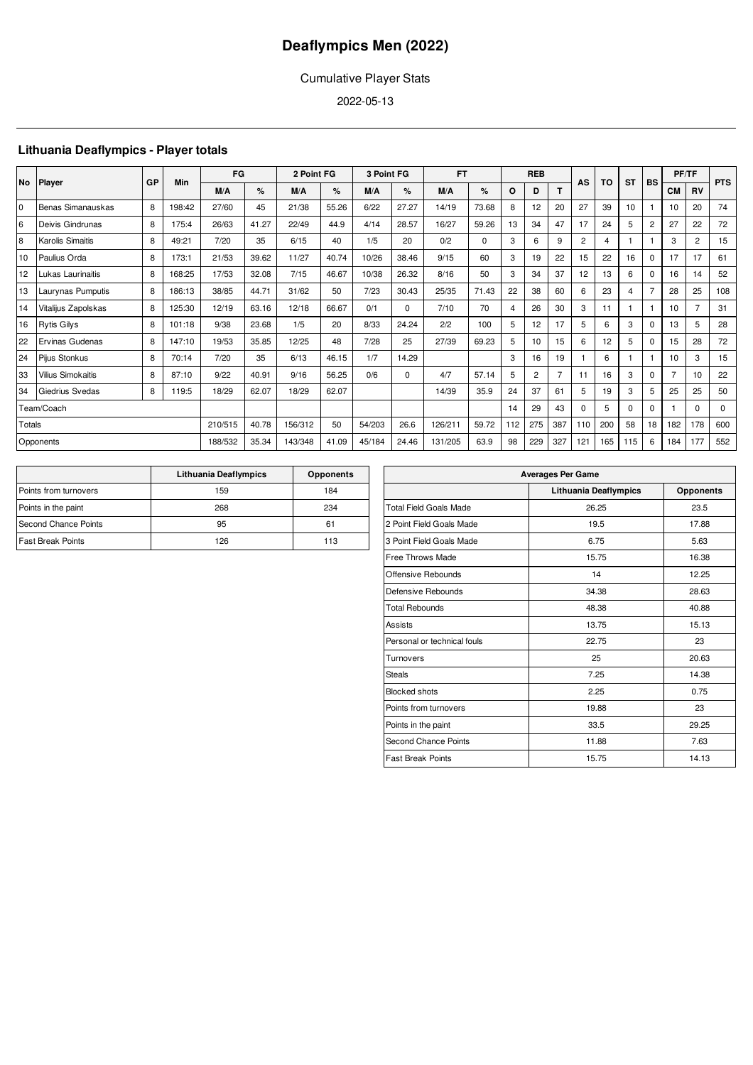# Deaflympics Men (2022)

Cumulative Player Stats

2022-05-13

## Lithuania Deaflympics - Player totals

| No | Player | GP | Min | FG | | 2 Point FG | | 3 Point FG | | FT | | REB | | | AS | TO | ST | BS | PF/TF | | PTS |
|---|---|---|---|---|---|---|---|---|---|---|---|---|---|---|---|---|---|---|---|---|---|
| | | | | M/A | % | M/A | % | M/A | % | M/A | % | O | D | T | | | | | CM | RV | |
| 0 | Benas Simanauskas | 8 | 198:42 | 27/60 | 45 | 21/38 | 55.26 | 6/22 | 27.27 | 14/19 | 73.68 | 8 | 12 | 20 | 27 | 39 | 10 | 1 | 10 | 20 | 74 |
| 6 | Deivis Gindrunas | 8 | 175:4 | 26/63 | 41.27 | 22/49 | 44.9 | 4/14 | 28.57 | 16/27 | 59.26 | 13 | 34 | 47 | 17 | 24 | 5 | 2 | 27 | 22 | 72 |
| 8 | Karolis Simaitis | 8 | 49:21 | 7/20 | 35 | 6/15 | 40 | 1/5 | 20 | 0/2 | 0 | 3 | 6 | 9 | 2 | 4 | 1 | 1 | 3 | 2 | 15 |
| 10 | Paulius Orda | 8 | 173:1 | 21/53 | 39.62 | 11/27 | 40.74 | 10/26 | 38.46 | 9/15 | 60 | 3 | 19 | 22 | 15 | 22 | 16 | 0 | 17 | 17 | 61 |
| 12 | Lukas Laurinaitis | 8 | 168:25 | 17/53 | 32.08 | 7/15 | 46.67 | 10/38 | 26.32 | 8/16 | 50 | 3 | 34 | 37 | 12 | 13 | 6 | 0 | 16 | 14 | 52 |
| 13 | Laurynas Pumputis | 8 | 186:13 | 38/85 | 44.71 | 31/62 | 50 | 7/23 | 30.43 | 25/35 | 71.43 | 22 | 38 | 60 | 6 | 23 | 4 | 7 | 28 | 25 | 108 |
| 14 | Vitalijus Zapolskas | 8 | 125:30 | 12/19 | 63.16 | 12/18 | 66.67 | 0/1 | 0 | 7/10 | 70 | 4 | 26 | 30 | 3 | 11 | 1 | 1 | 10 | 7 | 31 |
| 16 | Rytis Gilys | 8 | 101:18 | 9/38 | 23.68 | 1/5 | 20 | 8/33 | 24.24 | 2/2 | 100 | 5 | 12 | 17 | 5 | 6 | 3 | 0 | 13 | 5 | 28 |
| 22 | Ervinas Gudenas | 8 | 147:10 | 19/53 | 35.85 | 12/25 | 48 | 7/28 | 25 | 27/39 | 69.23 | 5 | 10 | 15 | 6 | 12 | 5 | 0 | 15 | 28 | 72 |
| 24 | Pijus Stonkus | 8 | 70:14 | 7/20 | 35 | 6/13 | 46.15 | 1/7 | 14.29 | | | 3 | 16 | 19 | 1 | 6 | 1 | 1 | 10 | 3 | 15 |
| 33 | Vilius Simokaitis | 8 | 87:10 | 9/22 | 40.91 | 9/16 | 56.25 | 0/6 | 0 | 4/7 | 57.14 | 5 | 2 | 7 | 11 | 16 | 3 | 0 | 7 | 10 | 22 |
| 34 | Giedrius Svedas | 8 | 119:5 | 18/29 | 62.07 | 18/29 | 62.07 | | | 14/39 | 35.9 | 24 | 37 | 61 | 5 | 19 | 3 | 5 | 25 | 25 | 50 |
| Team/Coach | | | | | | | | | | | | 14 | 29 | 43 | 0 | 5 | 0 | 0 | 1 | 0 | 0 |
| Totals | | | | 210/515 | 40.78 | 156/312 | 50 | 54/203 | 26.6 | 126/211 | 59.72 | 112 | 275 | 387 | 110 | 200 | 58 | 18 | 182 | 178 | 600 |
| Opponents | | | | 188/532 | 35.34 | 143/348 | 41.09 | 45/184 | 24.46 | 131/205 | 63.9 | 98 | 229 | 327 | 121 | 165 | 115 | 6 | 184 | 177 | 552 |

| | Lithuania Deaflympics | Opponents |
|---|---|---|
| Points from turnovers | 159 | 184 |
| Points in the paint | 268 | 234 |
| Second Chance Points | 95 | 61 |
| Fast Break Points | 126 | 113 |

| Averages Per Game | | |
|---|---|---|
| | Lithuania Deaflympics | Opponents |
| Total Field Goals Made | 26.25 | 23.5 |
| 2 Point Field Goals Made | 19.5 | 17.88 |
| 3 Point Field Goals Made | 6.75 | 5.63 |
| Free Throws Made | 15.75 | 16.38 |
| Offensive Rebounds | 14 | 12.25 |
| Defensive Rebounds | 34.38 | 28.63 |
| Total Rebounds | 48.38 | 40.88 |
| Assists | 13.75 | 15.13 |
| Personal or technical fouls | 22.75 | 23 |
| Turnovers | 25 | 20.63 |
| Steals | 7.25 | 14.38 |
| Blocked shots | 2.25 | 0.75 |
| Points from turnovers | 19.88 | 23 |
| Points in the paint | 33.5 | 29.25 |
| Second Chance Points | 11.88 | 7.63 |
| Fast Break Points | 15.75 | 14.13 |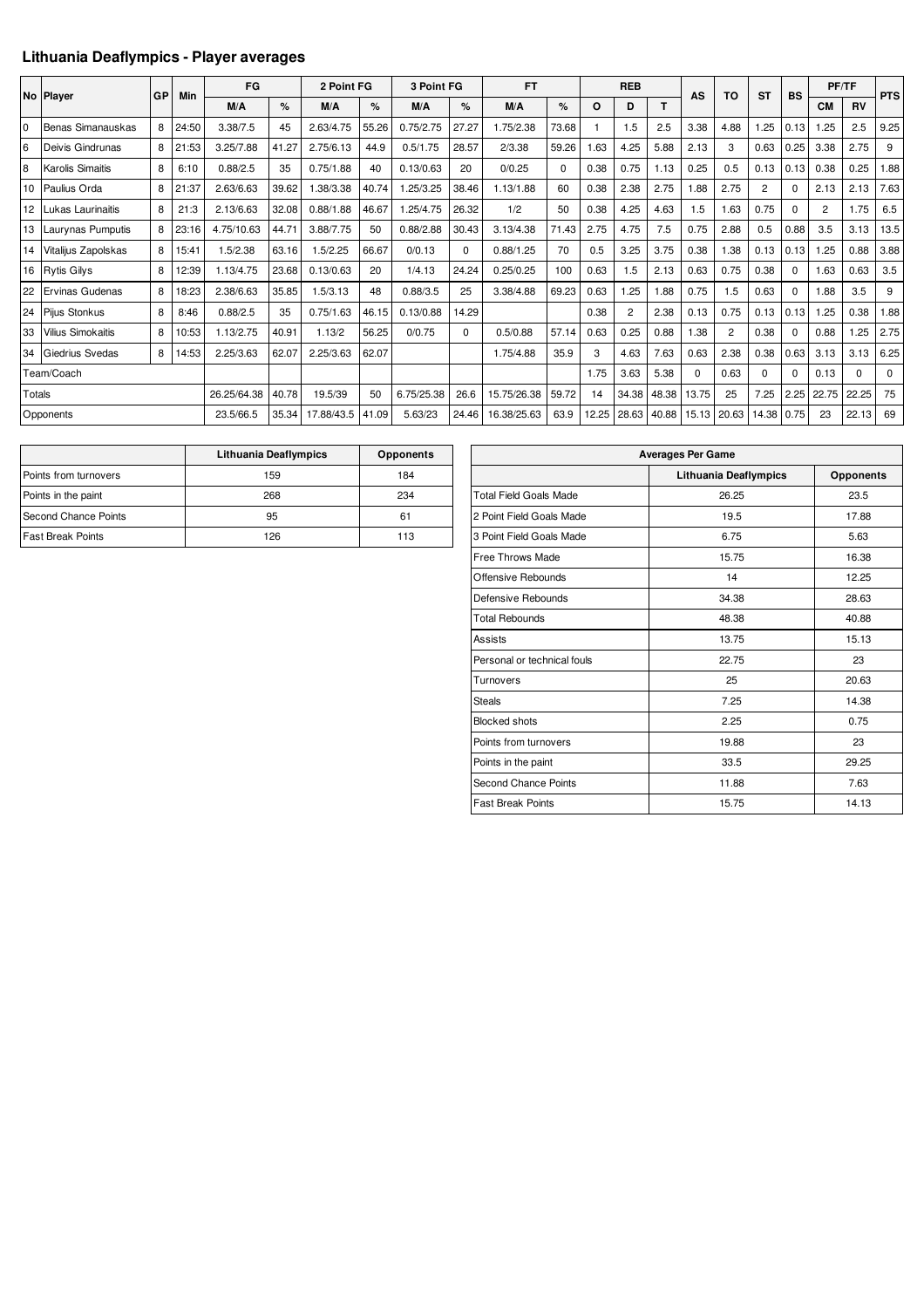## Lithuania Deaflympics - Player averages

| No | Player | GP | Min | FG | | 2 Point FG | | 3 Point FG | | FT | | REB | | | AS | TO | ST | BS | PF/TF | | PTS |
|---|---|---|---|---|---|---|---|---|---|---|---|---|---|---|---|---|---|---|---|---|---|
| | | | | M/A | % | M/A | % | M/A | % | M/A | % | O | D | T | | | | | CM | RV | |
| 0 | Benas Simanauskas | 8 | 24:50 | 3.38/7.5 | 45 | 2.63/4.75 | 55.26 | 0.75/2.75 | 27.27 | 1.75/2.38 | 73.68 | 1 | 1.5 | 2.5 | 3.38 | 4.88 | 1.25 | 0.13 | 1.25 | 2.5 | 9.25 |
| 6 | Deivis Gindrunas | 8 | 21:53 | 3.25/7.88 | 41.27 | 2.75/6.13 | 44.9 | 0.5/1.75 | 28.57 | 2/3.38 | 59.26 | 1.63 | 4.25 | 5.88 | 2.13 | 3 | 0.63 | 0.25 | 3.38 | 2.75 | 9 |
| 8 | Karolis Simaitis | 8 | 6:10 | 0.88/2.5 | 35 | 0.75/1.88 | 40 | 0.13/0.63 | 20 | 0/0.25 | 0 | 0.38 | 0.75 | 1.13 | 0.25 | 0.5 | 0.13 | 0.13 | 0.38 | 0.25 | 1.88 |
| 10 | Paulius Orda | 8 | 21:37 | 2.63/6.63 | 39.62 | 1.38/3.38 | 40.74 | 1.25/3.25 | 38.46 | 1.13/1.88 | 60 | 0.38 | 2.38 | 2.75 | 1.88 | 2.75 | 2 | 0 | 2.13 | 2.13 | 7.63 |
| 12 | Lukas Laurinaitis | 8 | 21:3 | 2.13/6.63 | 32.08 | 0.88/1.88 | 46.67 | 1.25/4.75 | 26.32 | 1/2 | 50 | 0.38 | 4.25 | 4.63 | 1.5 | 1.63 | 0.75 | 0 | 2 | 1.75 | 6.5 |
| 13 | Laurynas Pumputis | 8 | 23:16 | 4.75/10.63 | 44.71 | 3.88/7.75 | 50 | 0.88/2.88 | 30.43 | 3.13/4.38 | 71.43 | 2.75 | 4.75 | 7.5 | 0.75 | 2.88 | 0.5 | 0.88 | 3.5 | 3.13 | 13.5 |
| 14 | Vitalijus Zapolskas | 8 | 15:41 | 1.5/2.38 | 63.16 | 1.5/2.25 | 66.67 | 0/0.13 | 0 | 0.88/1.25 | 70 | 0.5 | 3.25 | 3.75 | 0.38 | 1.38 | 0.13 | 0.13 | 1.25 | 0.88 | 3.88 |
| 16 | Rytis Gilys | 8 | 12:39 | 1.13/4.75 | 23.68 | 0.13/0.63 | 20 | 1/4.13 | 24.24 | 0.25/0.25 | 100 | 0.63 | 1.5 | 2.13 | 0.63 | 0.75 | 0.38 | 0 | 1.63 | 0.63 | 3.5 |
| 22 | Ervinas Gudenas | 8 | 18:23 | 2.38/6.63 | 35.85 | 1.5/3.13 | 48 | 0.88/3.5 | 25 | 3.38/4.88 | 69.23 | 0.63 | 1.25 | 1.88 | 0.75 | 1.5 | 0.63 | 0 | 1.88 | 3.5 | 9 |
| 24 | Pijus Stonkus | 8 | 8:46 | 0.88/2.5 | 35 | 0.75/1.63 | 46.15 | 0.13/0.88 | 14.29 | | | 0.38 | 2 | 2.38 | 0.13 | 0.75 | 0.13 | 0.13 | 1.25 | 0.38 | 1.88 |
| 33 | Vilius Simokaitis | 8 | 10:53 | 1.13/2.75 | 40.91 | 1.13/2 | 56.25 | 0/0.75 | 0 | 0.5/0.88 | 57.14 | 0.63 | 0.25 | 0.88 | 1.38 | 2 | 0.38 | 0 | 0.88 | 1.25 | 2.75 |
| 34 | Giedrius Svedas | 8 | 14:53 | 2.25/3.63 | 62.07 | 2.25/3.63 | 62.07 | | | 1.75/4.88 | 35.9 | 3 | 4.63 | 7.63 | 0.63 | 2.38 | 0.38 | 0.63 | 3.13 | 3.13 | 6.25 |
| Team/Coach | | | | | | | | | | | | 1.75 | 3.63 | 5.38 | 0 | 0.63 | 0 | 0 | 0.13 | 0 | 0 |
| Totals | | | | 26.25/64.38 | 40.78 | 19.5/39 | 50 | 6.75/25.38 | 26.6 | 15.75/26.38 | 59.72 | 14 | 34.38 | 48.38 | 13.75 | 25 | 7.25 | 2.25 | 22.75 | 22.25 | 75 |
| Opponents | | | | 23.5/66.5 | 35.34 | 17.88/43.5 | 41.09 | 5.63/23 | 24.46 | 16.38/25.63 | 63.9 | 12.25 | 28.63 | 40.88 | 15.13 | 20.63 | 14.38 | 0.75 | 23 | 22.13 | 69 |

| | Lithuania Deaflympics | Opponents |
|---|---|---|
| Points from turnovers | 159 | 184 |
| Points in the paint | 268 | 234 |
| Second Chance Points | 95 | 61 |
| Fast Break Points | 126 | 113 |

| Averages Per Game | | |
|---|---|---|
| | Lithuania Deaflympics | Opponents |
| Total Field Goals Made | 26.25 | 23.5 |
| 2 Point Field Goals Made | 19.5 | 17.88 |
| 3 Point Field Goals Made | 6.75 | 5.63 |
| Free Throws Made | 15.75 | 16.38 |
| Offensive Rebounds | 14 | 12.25 |
| Defensive Rebounds | 34.38 | 28.63 |
| Total Rebounds | 48.38 | 40.88 |
| Assists | 13.75 | 15.13 |
| Personal or technical fouls | 22.75 | 23 |
| Turnovers | 25 | 20.63 |
| Steals | 7.25 | 14.38 |
| Blocked shots | 2.25 | 0.75 |
| Points from turnovers | 19.88 | 23 |
| Points in the paint | 33.5 | 29.25 |
| Second Chance Points | 11.88 | 7.63 |
| Fast Break Points | 15.75 | 14.13 |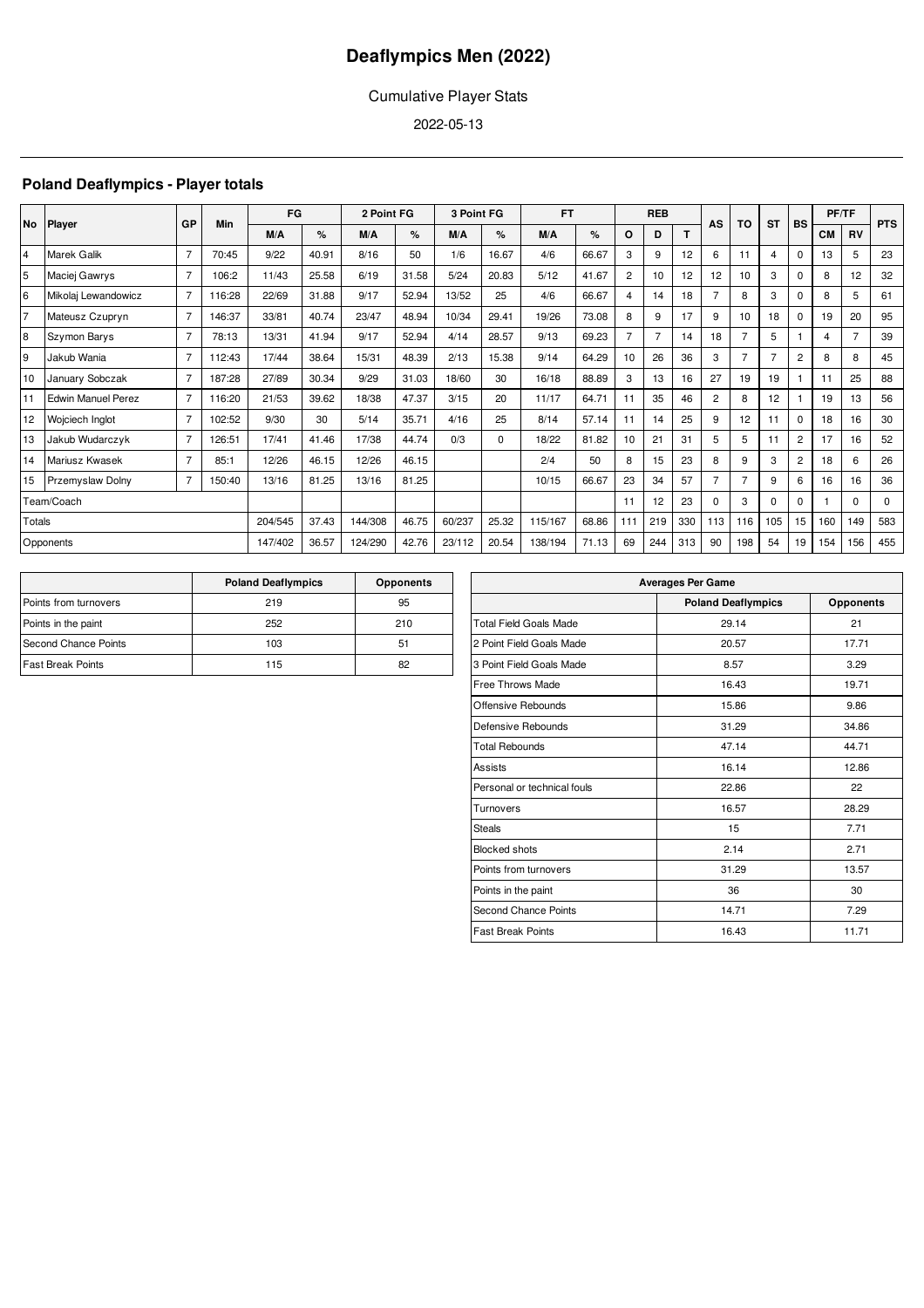# Deaflympics Men (2022)

Cumulative Player Stats

2022-05-13

## Poland Deaflympics - Player totals

| No | Player | GP | Min | FG | | 2 Point FG | | 3 Point FG | | FT | | REB | | | AS | TO | ST | BS | PF/TF | | PTS |
|---|---|---|---|---|---|---|---|---|---|---|---|---|---|---|---|---|---|---|---|---|---|
| | | | | M/A | % | M/A | % | M/A | % | M/A | % | O | D | T | | | | | CM | RV | |
| 4 | Marek Galik | 7 | 70:45 | 9/22 | 40.91 | 8/16 | 50 | 1/6 | 16.67 | 4/6 | 66.67 | 3 | 9 | 12 | 6 | 11 | 4 | 0 | 13 | 5 | 23 |
| 5 | Maciej Gawrys | 7 | 106:2 | 11/43 | 25.58 | 6/19 | 31.58 | 5/24 | 20.83 | 5/12 | 41.67 | 2 | 10 | 12 | 12 | 10 | 3 | 0 | 8 | 12 | 32 |
| 6 | Mikolaj Lewandowicz | 7 | 116:28 | 22/69 | 31.88 | 9/17 | 52.94 | 13/52 | 25 | 4/6 | 66.67 | 4 | 14 | 18 | 7 | 8 | 3 | 0 | 8 | 5 | 61 |
| 7 | Mateusz Czupryn | 7 | 146:37 | 33/81 | 40.74 | 23/47 | 48.94 | 10/34 | 29.41 | 19/26 | 73.08 | 8 | 9 | 17 | 9 | 10 | 18 | 0 | 19 | 20 | 95 |
| 8 | Szymon Barys | 7 | 78:13 | 13/31 | 41.94 | 9/17 | 52.94 | 4/14 | 28.57 | 9/13 | 69.23 | 7 | 7 | 14 | 18 | 7 | 5 | 1 | 4 | 7 | 39 |
| 9 | Jakub Wania | 7 | 112:43 | 17/44 | 38.64 | 15/31 | 48.39 | 2/13 | 15.38 | 9/14 | 64.29 | 10 | 26 | 36 | 3 | 7 | 7 | 2 | 8 | 8 | 45 |
| 10 | January Sobczak | 7 | 187:28 | 27/89 | 30.34 | 9/29 | 31.03 | 18/60 | 30 | 16/18 | 88.89 | 3 | 13 | 16 | 27 | 19 | 19 | 1 | 11 | 25 | 88 |
| 11 | Edwin Manuel Perez | 7 | 116:20 | 21/53 | 39.62 | 18/38 | 47.37 | 3/15 | 20 | 11/17 | 64.71 | 11 | 35 | 46 | 2 | 8 | 12 | 1 | 19 | 13 | 56 |
| 12 | Wojciech Inglot | 7 | 102:52 | 9/30 | 30 | 5/14 | 35.71 | 4/16 | 25 | 8/14 | 57.14 | 11 | 14 | 25 | 9 | 12 | 11 | 0 | 18 | 16 | 30 |
| 13 | Jakub Wudarczyk | 7 | 126:51 | 17/41 | 41.46 | 17/38 | 44.74 | 0/3 | 0 | 18/22 | 81.82 | 10 | 21 | 31 | 5 | 5 | 11 | 2 | 17 | 16 | 52 |
| 14 | Mariusz Kwasek | 7 | 85:1 | 12/26 | 46.15 | 12/26 | 46.15 | | | 2/4 | 50 | 8 | 15 | 23 | 8 | 9 | 3 | 2 | 18 | 6 | 26 |
| 15 | Przemyslaw Dolny | 7 | 150:40 | 13/16 | 81.25 | 13/16 | 81.25 | | | 10/15 | 66.67 | 23 | 34 | 57 | 7 | 7 | 9 | 6 | 16 | 16 | 36 |
| Team/Coach | | | | | | | | | | | | 11 | 12 | 23 | 0 | 3 | 0 | 0 | 1 | 0 | 0 |
| Totals | | | | 204/545 | 37.43 | 144/308 | 46.75 | 60/237 | 25.32 | 115/167 | 68.86 | 111 | 219 | 330 | 113 | 116 | 105 | 15 | 160 | 149 | 583 |
| Opponents | | | | 147/402 | 36.57 | 124/290 | 42.76 | 23/112 | 20.54 | 138/194 | 71.13 | 69 | 244 | 313 | 90 | 198 | 54 | 19 | 154 | 156 | 455 |

| | Poland Deaflympics | Opponents |
|---|---|---|
| Points from turnovers | 219 | 95 |
| Points in the paint | 252 | 210 |
| Second Chance Points | 103 | 51 |
| Fast Break Points | 115 | 82 |

| Averages Per Game | | |
|---|---|---|
| | Poland Deaflympics | Opponents |
| Total Field Goals Made | 29.14 | 21 |
| 2 Point Field Goals Made | 20.57 | 17.71 |
| 3 Point Field Goals Made | 8.57 | 3.29 |
| Free Throws Made | 16.43 | 19.71 |
| Offensive Rebounds | 15.86 | 9.86 |
| Defensive Rebounds | 31.29 | 34.86 |
| Total Rebounds | 47.14 | 44.71 |
| Assists | 16.14 | 12.86 |
| Personal or technical fouls | 22.86 | 22 |
| Turnovers | 16.57 | 28.29 |
| Steals | 15 | 7.71 |
| Blocked shots | 2.14 | 2.71 |
| Points from turnovers | 31.29 | 13.57 |
| Points in the paint | 36 | 30 |
| Second Chance Points | 14.71 | 7.29 |
| Fast Break Points | 16.43 | 11.71 |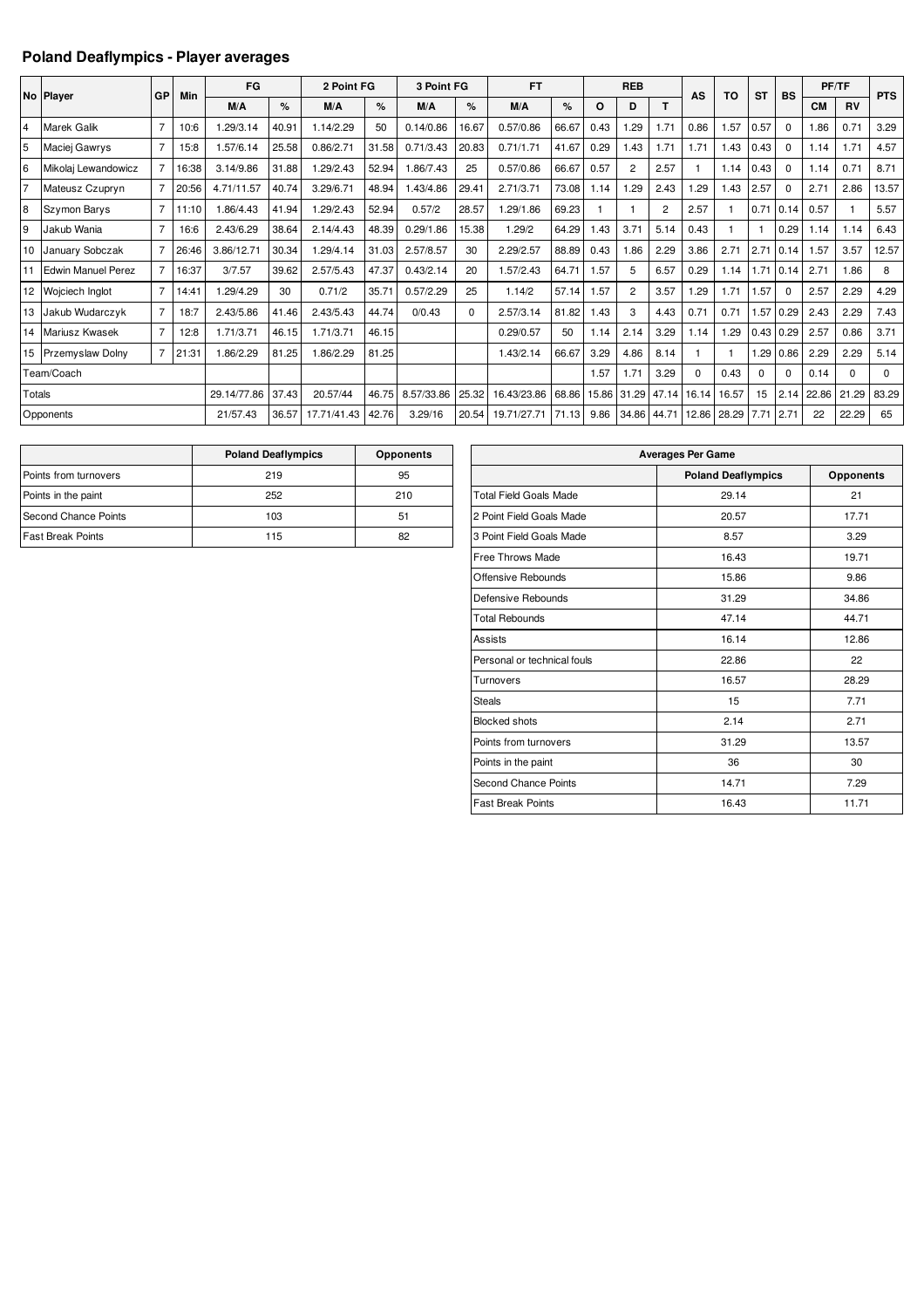## Poland Deaflympics - Player averages

| No | Player | GP | Min | FG | | 2 Point FG | | 3 Point FG | | FT | | REB | | | AS | TO | ST | BS | PF/TF | | PTS |
|---|---|---|---|---|---|---|---|---|---|---|---|---|---|---|---|---|---|---|---|---|---|
| | | | | M/A | % | M/A | % | M/A | % | M/A | % | O | D | T | | | | | CM | RV | |
| 4 | Marek Galik | 7 | 10:6 | 1.29/3.14 | 40.91 | 1.14/2.29 | 50 | 0.14/0.86 | 16.67 | 0.57/0.86 | 66.67 | 0.43 | 1.29 | 1.71 | 0.86 | 1.57 | 0.57 | 0 | 1.86 | 0.71 | 3.29 |
| 5 | Maciej Gawrys | 7 | 15:8 | 1.57/6.14 | 25.58 | 0.86/2.71 | 31.58 | 0.71/3.43 | 20.83 | 0.71/1.71 | 41.67 | 0.29 | 1.43 | 1.71 | 1.71 | 1.43 | 0.43 | 0 | 1.14 | 1.71 | 4.57 |
| 6 | Mikolaj Lewandowicz | 7 | 16:38 | 3.14/9.86 | 31.88 | 1.29/2.43 | 52.94 | 1.86/7.43 | 25 | 0.57/0.86 | 66.67 | 0.57 | 2 | 2.57 | 1 | 1.14 | 0.43 | 0 | 1.14 | 0.71 | 8.71 |
| 7 | Mateusz Czupryn | 7 | 20:56 | 4.71/11.57 | 40.74 | 3.29/6.71 | 48.94 | 1.43/4.86 | 29.41 | 2.71/3.71 | 73.08 | 1.14 | 1.29 | 2.43 | 1.29 | 1.43 | 2.57 | 0 | 2.71 | 2.86 | 13.57 |
| 8 | Szymon Barys | 7 | 11:10 | 1.86/4.43 | 41.94 | 1.29/2.43 | 52.94 | 0.57/2 | 28.57 | 1.29/1.86 | 69.23 | 1 | 1 | 2 | 2.57 | 1 | 0.71 | 0.14 | 0.57 | 1 | 5.57 |
| 9 | Jakub Wania | 7 | 16:6 | 2.43/6.29 | 38.64 | 2.14/4.43 | 48.39 | 0.29/1.86 | 15.38 | 1.29/2 | 64.29 | 1.43 | 3.71 | 5.14 | 0.43 | 1 | 1 | 0.29 | 1.14 | 1.14 | 6.43 |
| 10 | January Sobczak | 7 | 26:46 | 3.86/12.71 | 30.34 | 1.29/4.14 | 31.03 | 2.57/8.57 | 30 | 2.29/2.57 | 88.89 | 0.43 | 1.86 | 2.29 | 3.86 | 2.71 | 2.71 | 0.14 | 1.57 | 3.57 | 12.57 |
| 11 | Edwin Manuel Perez | 7 | 16:37 | 3/7.57 | 39.62 | 2.57/5.43 | 47.37 | 0.43/2.14 | 20 | 1.57/2.43 | 64.71 | 1.57 | 5 | 6.57 | 0.29 | 1.14 | 1.71 | 0.14 | 2.71 | 1.86 | 8 |
| 12 | Wojciech Inglot | 7 | 14:41 | 1.29/4.29 | 30 | 0.71/2 | 35.71 | 0.57/2.29 | 25 | 1.14/2 | 57.14 | 1.57 | 2 | 3.57 | 1.29 | 1.71 | 1.57 | 0 | 2.57 | 2.29 | 4.29 |
| 13 | Jakub Wudarczyk | 7 | 18:7 | 2.43/5.86 | 41.46 | 2.43/5.43 | 44.74 | 0/0.43 | 0 | 2.57/3.14 | 81.82 | 1.43 | 3 | 4.43 | 0.71 | 0.71 | 1.57 | 0.29 | 2.43 | 2.29 | 7.43 |
| 14 | Mariusz Kwasek | 7 | 12:8 | 1.71/3.71 | 46.15 | 1.71/3.71 | 46.15 | | | 0.29/0.57 | 50 | 1.14 | 2.14 | 3.29 | 1.14 | 1.29 | 0.43 | 0.29 | 2.57 | 0.86 | 3.71 |
| 15 | Przemyslaw Dolny | 7 | 21:31 | 1.86/2.29 | 81.25 | 1.86/2.29 | 81.25 | | | 1.43/2.14 | 66.67 | 3.29 | 4.86 | 8.14 | 1 | 1 | 1.29 | 0.86 | 2.29 | 2.29 | 5.14 |
| Team/Coach | | | | | | | | | | | | 1.57 | 1.71 | 3.29 | 0 | 0.43 | 0 | 0 | 0.14 | 0 | 0 |
| Totals | | | | 29.14/77.86 | 37.43 | 20.57/44 | 46.75 | 8.57/33.86 | 25.32 | 16.43/23.86 | 68.86 | 15.86 | 31.29 | 47.14 | 16.14 | 16.57 | 15 | 2.14 | 22.86 | 21.29 | 83.29 |
| Opponents | | | | 21/57.43 | 36.57 | 17.71/41.43 | 42.76 | 3.29/16 | 20.54 | 19.71/27.71 | 71.13 | 9.86 | 34.86 | 44.71 | 12.86 | 28.29 | 7.71 | 2.71 | 22 | 22.29 | 65 |

| | Poland Deaflympics | Opponents |
|---|---|---|
| Points from turnovers | 219 | 95 |
| Points in the paint | 252 | 210 |
| Second Chance Points | 103 | 51 |
| Fast Break Points | 115 | 82 |

| Averages Per Game | | |
|---|---|---|
| | Poland Deaflympics | Opponents |
| Total Field Goals Made | 29.14 | 21 |
| 2 Point Field Goals Made | 20.57 | 17.71 |
| 3 Point Field Goals Made | 8.57 | 3.29 |
| Free Throws Made | 16.43 | 19.71 |
| Offensive Rebounds | 15.86 | 9.86 |
| Defensive Rebounds | 31.29 | 34.86 |
| Total Rebounds | 47.14 | 44.71 |
| Assists | 16.14 | 12.86 |
| Personal or technical fouls | 22.86 | 22 |
| Turnovers | 16.57 | 28.29 |
| Steals | 15 | 7.71 |
| Blocked shots | 2.14 | 2.71 |
| Points from turnovers | 31.29 | 13.57 |
| Points in the paint | 36 | 30 |
| Second Chance Points | 14.71 | 7.29 |
| Fast Break Points | 16.43 | 11.71 |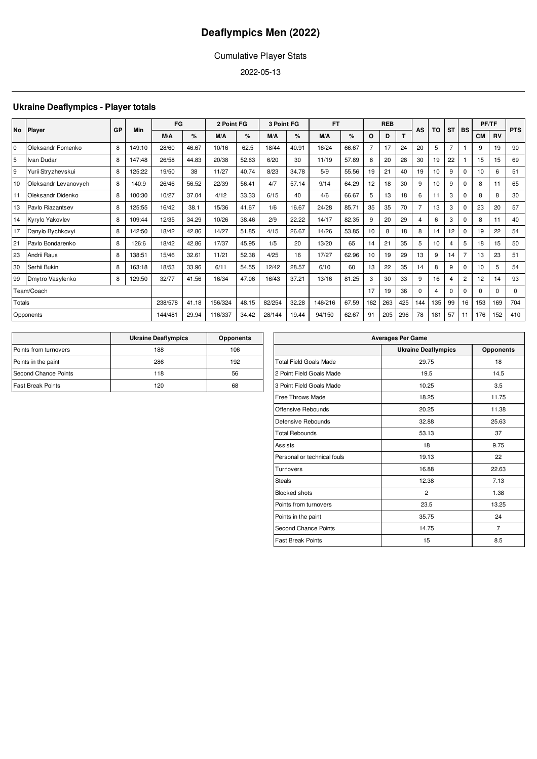# Deaflympics Men (2022)

Cumulative Player Stats

2022-05-13

## Ukraine Deaflympics - Player totals

| No | Player | GP | Min | FG | | 2 Point FG | | 3 Point FG | | FT | | REB | | | AS | TO | ST | BS | PF/TF | | PTS |
|---|---|---|---|---|---|---|---|---|---|---|---|---|---|---|---|---|---|---|---|---|---|
| | | | | M/A | % | M/A | % | M/A | % | M/A | % | O | D | T | | | | | CM | RV | |
| 0 | Oleksandr Fomenko | 8 | 149:10 | 28/60 | 46.67 | 10/16 | 62.5 | 18/44 | 40.91 | 16/24 | 66.67 | 7 | 17 | 24 | 20 | 5 | 7 | 1 | 9 | 19 | 90 |
| 5 | Ivan Dudar | 8 | 147:48 | 26/58 | 44.83 | 20/38 | 52.63 | 6/20 | 30 | 11/19 | 57.89 | 8 | 20 | 28 | 30 | 19 | 22 | 1 | 15 | 15 | 69 |
| 9 | Yurii Stryzhevskui | 8 | 125:22 | 19/50 | 38 | 11/27 | 40.74 | 8/23 | 34.78 | 5/9 | 55.56 | 19 | 21 | 40 | 19 | 10 | 9 | 0 | 10 | 6 | 51 |
| 10 | Oleksandr Levanovych | 8 | 140:9 | 26/46 | 56.52 | 22/39 | 56.41 | 4/7 | 57.14 | 9/14 | 64.29 | 12 | 18 | 30 | 9 | 10 | 9 | 0 | 8 | 11 | 65 |
| 11 | Oleksandr Didenko | 8 | 100:30 | 10/27 | 37.04 | 4/12 | 33.33 | 6/15 | 40 | 4/6 | 66.67 | 5 | 13 | 18 | 6 | 11 | 3 | 0 | 8 | 8 | 30 |
| 13 | Pavlo Riazantsev | 8 | 125:55 | 16/42 | 38.1 | 15/36 | 41.67 | 1/6 | 16.67 | 24/28 | 85.71 | 35 | 35 | 70 | 7 | 13 | 3 | 0 | 23 | 20 | 57 |
| 14 | Kyrylo Yakovlev | 8 | 109:44 | 12/35 | 34.29 | 10/26 | 38.46 | 2/9 | 22.22 | 14/17 | 82.35 | 9 | 20 | 29 | 4 | 6 | 3 | 0 | 8 | 11 | 40 |
| 17 | Danylo Bychkovyi | 8 | 142:50 | 18/42 | 42.86 | 14/27 | 51.85 | 4/15 | 26.67 | 14/26 | 53.85 | 10 | 8 | 18 | 8 | 14 | 12 | 0 | 19 | 22 | 54 |
| 21 | Pavlo Bondarenko | 8 | 126:6 | 18/42 | 42.86 | 17/37 | 45.95 | 1/5 | 20 | 13/20 | 65 | 14 | 21 | 35 | 5 | 10 | 4 | 5 | 18 | 15 | 50 |
| 23 | Andrii Raus | 8 | 138:51 | 15/46 | 32.61 | 11/21 | 52.38 | 4/25 | 16 | 17/27 | 62.96 | 10 | 19 | 29 | 13 | 9 | 14 | 7 | 13 | 23 | 51 |
| 30 | Serhii Bukin | 8 | 163:18 | 18/53 | 33.96 | 6/11 | 54.55 | 12/42 | 28.57 | 6/10 | 60 | 13 | 22 | 35 | 14 | 8 | 9 | 0 | 10 | 5 | 54 |
| 99 | Dmytro Vasylenko | 8 | 129:50 | 32/77 | 41.56 | 16/34 | 47.06 | 16/43 | 37.21 | 13/16 | 81.25 | 3 | 30 | 33 | 9 | 16 | 4 | 2 | 12 | 14 | 93 |
| Team/Coach | | | | | | | | | | | | 17 | 19 | 36 | 0 | 4 | 0 | 0 | 0 | 0 | 0 |
| Totals | | | | 238/578 | 41.18 | 156/324 | 48.15 | 82/254 | 32.28 | 146/216 | 67.59 | 162 | 263 | 425 | 144 | 135 | 99 | 16 | 153 | 169 | 704 |
| Opponents | | | | 144/481 | 29.94 | 116/337 | 34.42 | 28/144 | 19.44 | 94/150 | 62.67 | 91 | 205 | 296 | 78 | 181 | 57 | 11 | 176 | 152 | 410 |

| | Ukraine Deaflympics | Opponents |
|---|---|---|
| Points from turnovers | 188 | 106 |
| Points in the paint | 286 | 192 |
| Second Chance Points | 118 | 56 |
| Fast Break Points | 120 | 68 |

| Averages Per Game | | |
|---|---|---|
| | Ukraine Deaflympics | Opponents |
| Total Field Goals Made | 29.75 | 18 |
| 2 Point Field Goals Made | 19.5 | 14.5 |
| 3 Point Field Goals Made | 10.25 | 3.5 |
| Free Throws Made | 18.25 | 11.75 |
| Offensive Rebounds | 20.25 | 11.38 |
| Defensive Rebounds | 32.88 | 25.63 |
| Total Rebounds | 53.13 | 37 |
| Assists | 18 | 9.75 |
| Personal or technical fouls | 19.13 | 22 |
| Turnovers | 16.88 | 22.63 |
| Steals | 12.38 | 7.13 |
| Blocked shots | 2 | 1.38 |
| Points from turnovers | 23.5 | 13.25 |
| Points in the paint | 35.75 | 24 |
| Second Chance Points | 14.75 | 7 |
| Fast Break Points | 15 | 8.5 |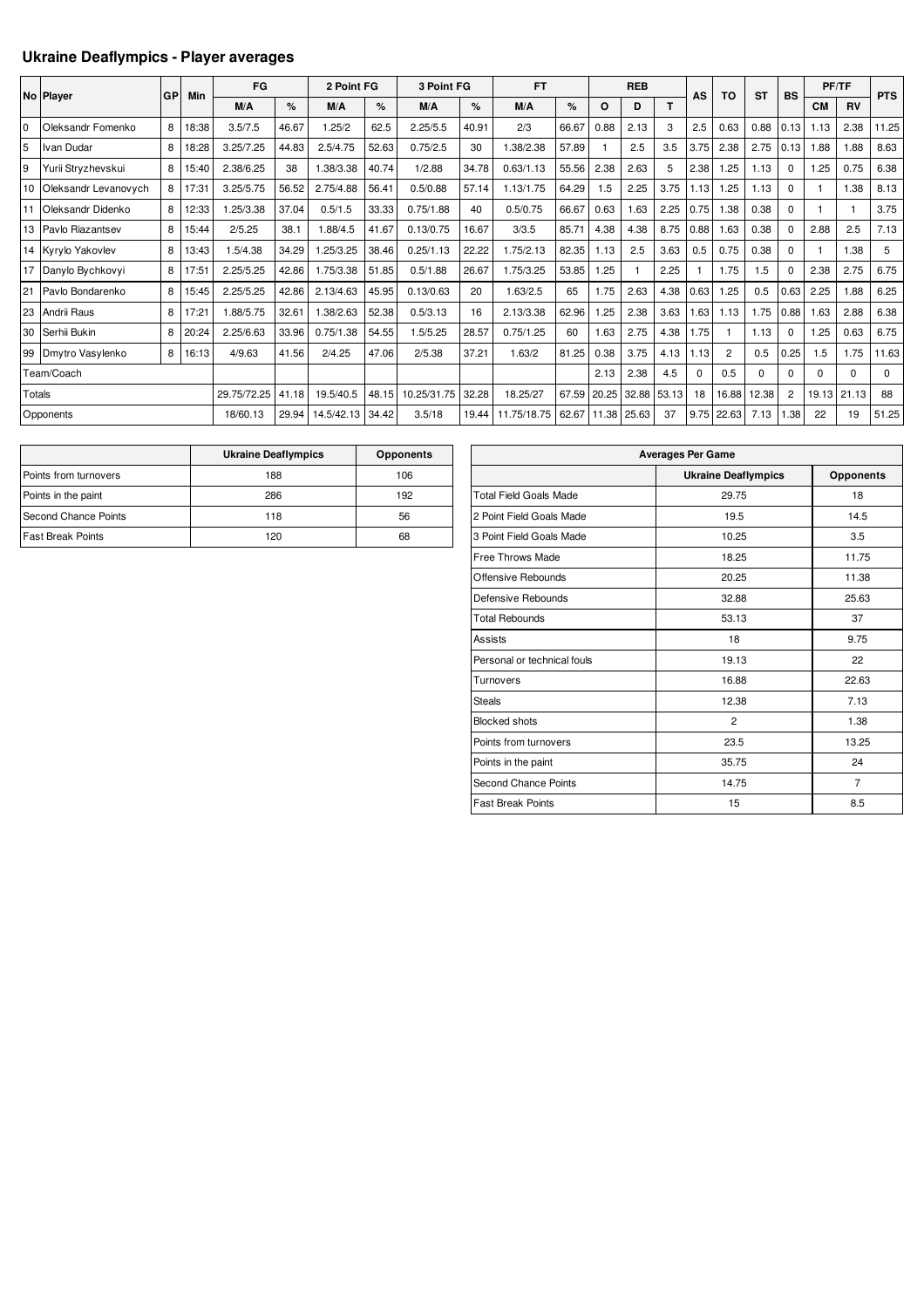## Ukraine Deaflympics - Player averages

| No | Player | GP | Min | FG | | 2 Point FG | | 3 Point FG | | FT | | REB | | | AS | TO | ST | BS | PF/TF | | PTS |
|---|---|---|---|---|---|---|---|---|---|---|---|---|---|---|---|---|---|---|---|---|---|
| | | | | M/A | % | M/A | % | M/A | % | M/A | % | O | D | T | | | | | CM | RV | |
| 0 | Oleksandr Fomenko | 8 | 18:38 | 3.5/7.5 | 46.67 | 1.25/2 | 62.5 | 2.25/5.5 | 40.91 | 2/3 | 66.67 | 0.88 | 2.13 | 3 | 2.5 | 0.63 | 0.88 | 0.13 | 1.13 | 2.38 | 11.25 |
| 5 | Ivan Dudar | 8 | 18:28 | 3.25/7.25 | 44.83 | 2.5/4.75 | 52.63 | 0.75/2.5 | 30 | 1.38/2.38 | 57.89 | 1 | 2.5 | 3.5 | 3.75 | 2.38 | 2.75 | 0.13 | 1.88 | 1.88 | 8.63 |
| 9 | Yurii Stryzhevskui | 8 | 15:40 | 2.38/6.25 | 38 | 1.38/3.38 | 40.74 | 1/2.88 | 34.78 | 0.63/1.13 | 55.56 | 2.38 | 2.63 | 5 | 2.38 | 1.25 | 1.13 | 0 | 1.25 | 0.75 | 6.38 |
| 10 | Oleksandr Levanovych | 8 | 17:31 | 3.25/5.75 | 56.52 | 2.75/4.88 | 56.41 | 0.5/0.88 | 57.14 | 1.13/1.75 | 64.29 | 1.5 | 2.25 | 3.75 | 1.13 | 1.25 | 1.13 | 0 | 1 | 1.38 | 8.13 |
| 11 | Oleksandr Didenko | 8 | 12:33 | 1.25/3.38 | 37.04 | 0.5/1.5 | 33.33 | 0.75/1.88 | 40 | 0.5/0.75 | 66.67 | 0.63 | 1.63 | 2.25 | 0.75 | 1.38 | 0.38 | 0 | 1 | 1 | 3.75 |
| 13 | Pavlo Riazantsev | 8 | 15:44 | 2/5.25 | 38.1 | 1.88/4.5 | 41.67 | 0.13/0.75 | 16.67 | 3/3.5 | 85.71 | 4.38 | 4.38 | 8.75 | 0.88 | 1.63 | 0.38 | 0 | 2.88 | 2.5 | 7.13 |
| 14 | Kyrylo Yakovlev | 8 | 13:43 | 1.5/4.38 | 34.29 | 1.25/3.25 | 38.46 | 0.25/1.13 | 22.22 | 1.75/2.13 | 82.35 | 1.13 | 2.5 | 3.63 | 0.5 | 0.75 | 0.38 | 0 | 1 | 1.38 | 5 |
| 17 | Danylo Bychkovyi | 8 | 17:51 | 2.25/5.25 | 42.86 | 1.75/3.38 | 51.85 | 0.5/1.88 | 26.67 | 1.75/3.25 | 53.85 | 1.25 | 1 | 2.25 | 1 | 1.75 | 1.5 | 0 | 2.38 | 2.75 | 6.75 |
| 21 | Pavlo Bondarenko | 8 | 15:45 | 2.25/5.25 | 42.86 | 2.13/4.63 | 45.95 | 0.13/0.63 | 20 | 1.63/2.5 | 65 | 1.75 | 2.63 | 4.38 | 0.63 | 1.25 | 0.5 | 0.63 | 2.25 | 1.88 | 6.25 |
| 23 | Andrii Raus | 8 | 17:21 | 1.88/5.75 | 32.61 | 1.38/2.63 | 52.38 | 0.5/3.13 | 16 | 2.13/3.38 | 62.96 | 1.25 | 2.38 | 3.63 | 1.63 | 1.13 | 1.75 | 0.88 | 1.63 | 2.88 | 6.38 |
| 30 | Serhii Bukin | 8 | 20:24 | 2.25/6.63 | 33.96 | 0.75/1.38 | 54.55 | 1.5/5.25 | 28.57 | 0.75/1.25 | 60 | 1.63 | 2.75 | 4.38 | 1.75 | 1 | 1.13 | 0 | 1.25 | 0.63 | 6.75 |
| 99 | Dmytro Vasylenko | 8 | 16:13 | 4/9.63 | 41.56 | 2/4.25 | 47.06 | 2/5.38 | 37.21 | 1.63/2 | 81.25 | 0.38 | 3.75 | 4.13 | 1.13 | 2 | 0.5 | 0.25 | 1.5 | 1.75 | 11.63 |
| Team/Coach | | | | | | | | | | | | 2.13 | 2.38 | 4.5 | 0 | 0.5 | 0 | 0 | 0 | 0 | 0 |
| Totals | | | | 29.75/72.25 | 41.18 | 19.5/40.5 | 48.15 | 10.25/31.75 | 32.28 | 18.25/27 | 67.59 | 20.25 | 32.88 | 53.13 | 18 | 16.88 | 12.38 | 2 | 19.13 | 21.13 | 88 |
| Opponents | | | | 18/60.13 | 29.94 | 14.5/42.13 | 34.42 | 3.5/18 | 19.44 | 11.75/18.75 | 62.67 | 11.38 | 25.63 | 37 | 9.75 | 22.63 | 7.13 | 1.38 | 22 | 19 | 51.25 |

| | Ukraine Deaflympics | Opponents |
|---|---|---|
| Points from turnovers | 188 | 106 |
| Points in the paint | 286 | 192 |
| Second Chance Points | 118 | 56 |
| Fast Break Points | 120 | 68 |

| Averages Per Game | | |
|---|---|---|
| | Ukraine Deaflympics | Opponents |
| Total Field Goals Made | 29.75 | 18 |
| 2 Point Field Goals Made | 19.5 | 14.5 |
| 3 Point Field Goals Made | 10.25 | 3.5 |
| Free Throws Made | 18.25 | 11.75 |
| Offensive Rebounds | 20.25 | 11.38 |
| Defensive Rebounds | 32.88 | 25.63 |
| Total Rebounds | 53.13 | 37 |
| Assists | 18 | 9.75 |
| Personal or technical fouls | 19.13 | 22 |
| Turnovers | 16.88 | 22.63 |
| Steals | 12.38 | 7.13 |
| Blocked shots | 2 | 1.38 |
| Points from turnovers | 23.5 | 13.25 |
| Points in the paint | 35.75 | 24 |
| Second Chance Points | 14.75 | 7 |
| Fast Break Points | 15 | 8.5 |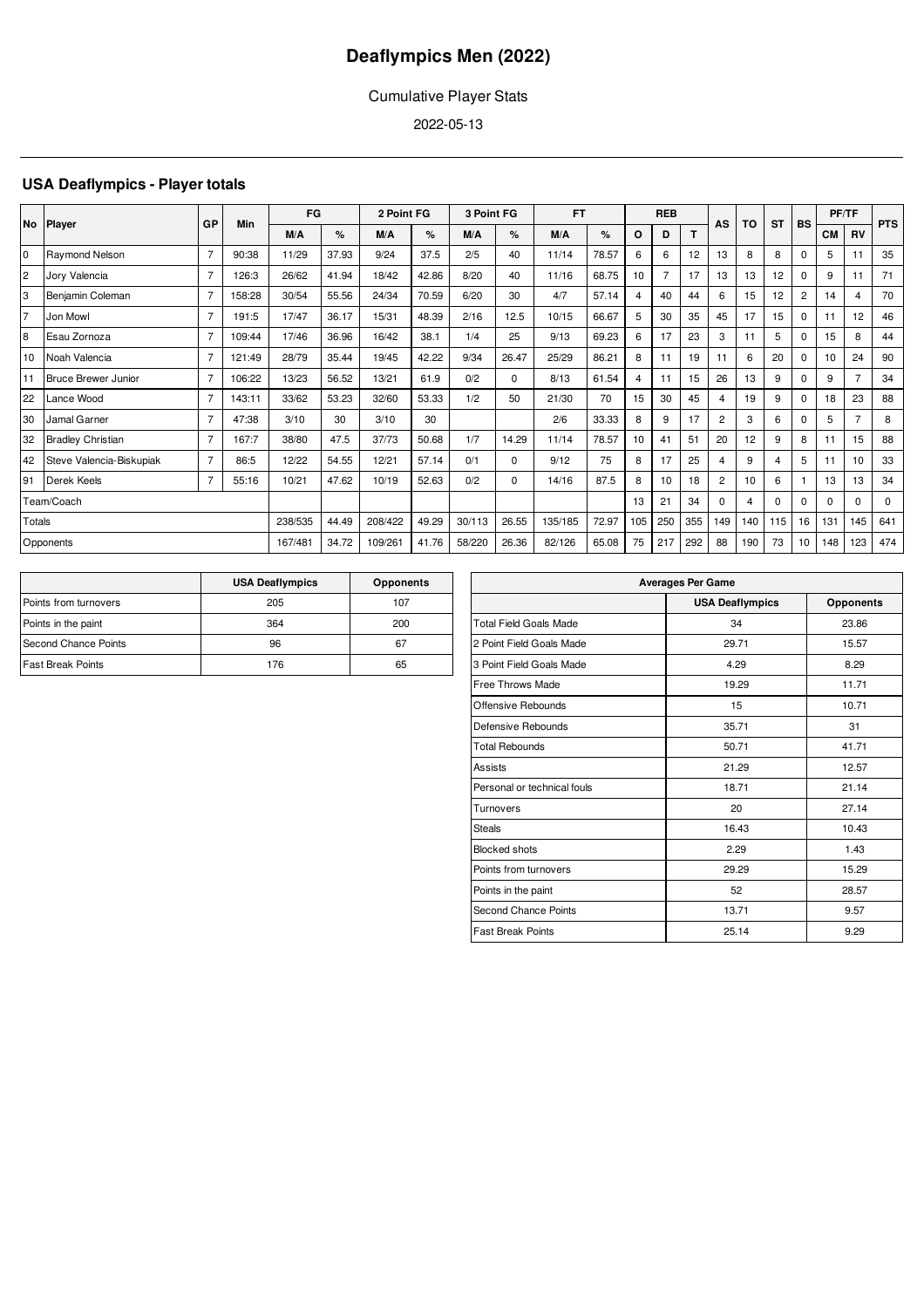# Deaflympics Men (2022)

Cumulative Player Stats

2022-05-13

## USA Deaflympics - Player totals

| No | Player | GP | Min | FG | | 2 Point FG | | 3 Point FG | | FT | | REB | | | AS | TO | ST | BS | PF/TF | | PTS |
|---|---|---|---|---|---|---|---|---|---|---|---|---|---|---|---|---|---|---|---|---|---|
| | | | | M/A | % | M/A | % | M/A | % | M/A | % | O | D | T | | | | | CM | RV | |
| 0 | Raymond Nelson | 7 | 90:38 | 11/29 | 37.93 | 9/24 | 37.5 | 2/5 | 40 | 11/14 | 78.57 | 6 | 6 | 12 | 13 | 8 | 8 | 0 | 5 | 11 | 35 |
| 2 | Jory Valencia | 7 | 126:3 | 26/62 | 41.94 | 18/42 | 42.86 | 8/20 | 40 | 11/16 | 68.75 | 10 | 7 | 17 | 13 | 13 | 12 | 0 | 9 | 11 | 71 |
| 3 | Benjamin Coleman | 7 | 158:28 | 30/54 | 55.56 | 24/34 | 70.59 | 6/20 | 30 | 4/7 | 57.14 | 4 | 40 | 44 | 6 | 15 | 12 | 2 | 14 | 4 | 70 |
| 7 | Jon Mowl | 7 | 191:5 | 17/47 | 36.17 | 15/31 | 48.39 | 2/16 | 12.5 | 10/15 | 66.67 | 5 | 30 | 35 | 45 | 17 | 15 | 0 | 11 | 12 | 46 |
| 8 | Esau Zornoza | 7 | 109:44 | 17/46 | 36.96 | 16/42 | 38.1 | 1/4 | 25 | 9/13 | 69.23 | 6 | 17 | 23 | 3 | 11 | 5 | 0 | 15 | 8 | 44 |
| 10 | Noah Valencia | 7 | 121:49 | 28/79 | 35.44 | 19/45 | 42.22 | 9/34 | 26.47 | 25/29 | 86.21 | 8 | 11 | 19 | 11 | 6 | 20 | 0 | 10 | 24 | 90 |
| 11 | Bruce Brewer Junior | 7 | 106:22 | 13/23 | 56.52 | 13/21 | 61.9 | 0/2 | 0 | 8/13 | 61.54 | 4 | 11 | 15 | 26 | 13 | 9 | 0 | 9 | 7 | 34 |
| 22 | Lance Wood | 7 | 143:11 | 33/62 | 53.23 | 32/60 | 53.33 | 1/2 | 50 | 21/30 | 70 | 15 | 30 | 45 | 4 | 19 | 9 | 0 | 18 | 23 | 88 |
| 30 | Jamal Garner | 7 | 47:38 | 3/10 | 30 | 3/10 | 30 | | | 2/6 | 33.33 | 8 | 9 | 17 | 2 | 3 | 6 | 0 | 5 | 7 | 8 |
| 32 | Bradley Christian | 7 | 167:7 | 38/80 | 47.5 | 37/73 | 50.68 | 1/7 | 14.29 | 11/14 | 78.57 | 10 | 41 | 51 | 20 | 12 | 9 | 8 | 11 | 15 | 88 |
| 42 | Steve Valencia-Biskupiak | 7 | 86:5 | 12/22 | 54.55 | 12/21 | 57.14 | 0/1 | 0 | 9/12 | 75 | 8 | 17 | 25 | 4 | 9 | 4 | 5 | 11 | 10 | 33 |
| 91 | Derek Keels | 7 | 55:16 | 10/21 | 47.62 | 10/19 | 52.63 | 0/2 | 0 | 14/16 | 87.5 | 8 | 10 | 18 | 2 | 10 | 6 | 1 | 13 | 13 | 34 |
| Team/Coach | | | | | | | | | | | | 13 | 21 | 34 | 0 | 4 | 0 | 0 | 0 | 0 | 0 |
| Totals | | | | 238/535 | 44.49 | 208/422 | 49.29 | 30/113 | 26.55 | 135/185 | 72.97 | 105 | 250 | 355 | 149 | 140 | 115 | 16 | 131 | 145 | 641 |
| Opponents | | | | 167/481 | 34.72 | 109/261 | 41.76 | 58/220 | 26.36 | 82/126 | 65.08 | 75 | 217 | 292 | 88 | 190 | 73 | 10 | 148 | 123 | 474 |

| | USA Deaflympics | Opponents |
|---|---|---|
| Points from turnovers | 205 | 107 |
| Points in the paint | 364 | 200 |
| Second Chance Points | 96 | 67 |
| Fast Break Points | 176 | 65 |

| Averages Per Game | | |
|---|---|---|
| | USA Deaflympics | Opponents |
| Total Field Goals Made | 34 | 23.86 |
| 2 Point Field Goals Made | 29.71 | 15.57 |
| 3 Point Field Goals Made | 4.29 | 8.29 |
| Free Throws Made | 19.29 | 11.71 |
| Offensive Rebounds | 15 | 10.71 |
| Defensive Rebounds | 35.71 | 31 |
| Total Rebounds | 50.71 | 41.71 |
| Assists | 21.29 | 12.57 |
| Personal or technical fouls | 18.71 | 21.14 |
| Turnovers | 20 | 27.14 |
| Steals | 16.43 | 10.43 |
| Blocked shots | 2.29 | 1.43 |
| Points from turnovers | 29.29 | 15.29 |
| Points in the paint | 52 | 28.57 |
| Second Chance Points | 13.71 | 9.57 |
| Fast Break Points | 25.14 | 9.29 |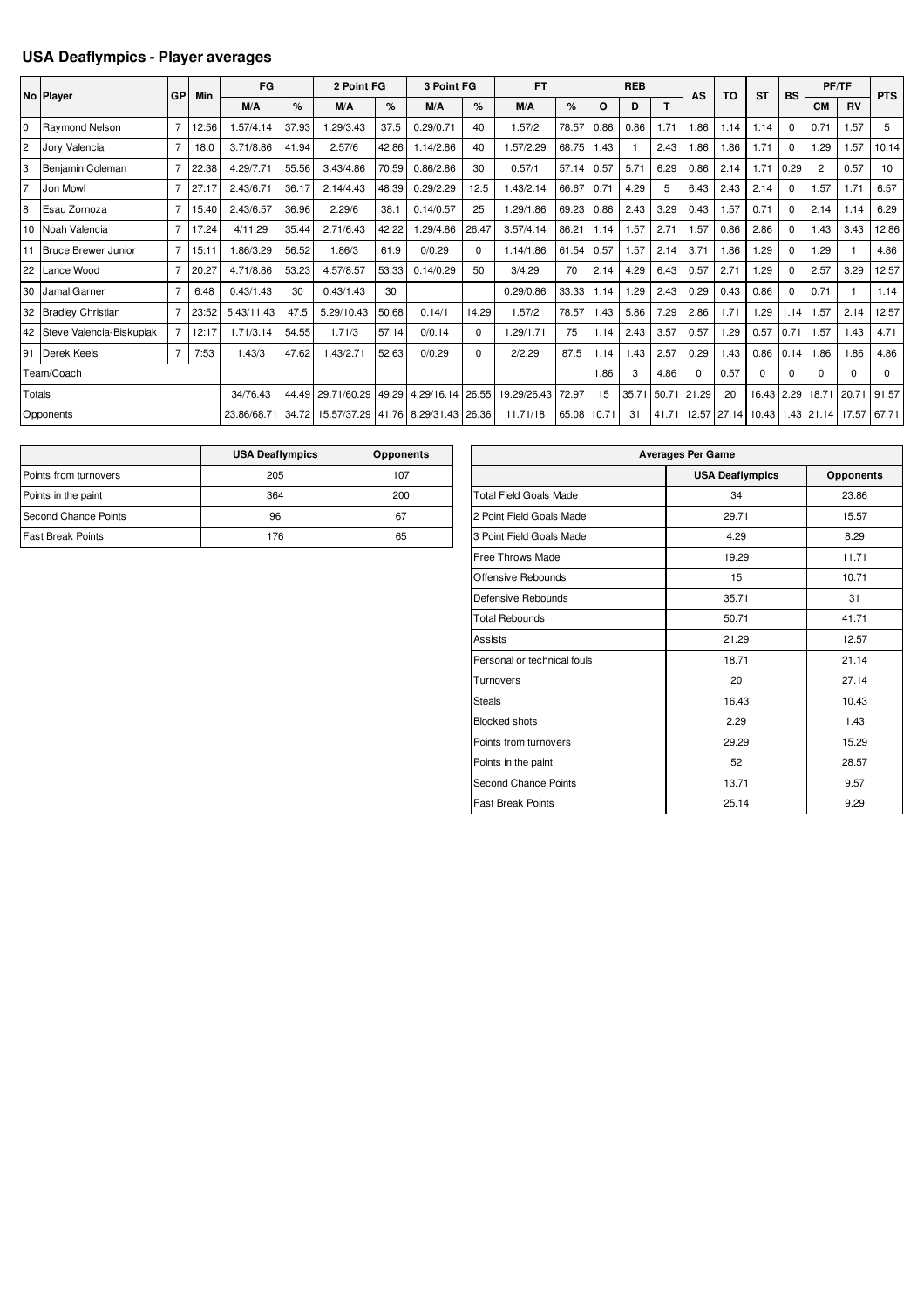## USA Deaflympics - Player averages

| No | Player | GP | Min | FG | | 2 Point FG | | 3 Point FG | | FT | | REB | | | AS | TO | ST | BS | PF/TF | | PTS |
|---|---|---|---|---|---|---|---|---|---|---|---|---|---|---|---|---|---|---|---|---|---|
| | | | | M/A | % | M/A | % | M/A | % | M/A | % | O | D | T | | | | | CM | RV | |
| 0 | Raymond Nelson | 7 | 12:56 | 1.57/4.14 | 37.93 | 1.29/3.43 | 37.5 | 0.29/0.71 | 40 | 1.57/2 | 78.57 | 0.86 | 0.86 | 1.71 | 1.86 | 1.14 | 1.14 | 0 | 0.71 | 1.57 | 5 |
| 2 | Jory Valencia | 7 | 18:0 | 3.71/8.86 | 41.94 | 2.57/6 | 42.86 | 1.14/2.86 | 40 | 1.57/2.29 | 68.75 | 1.43 | 1 | 2.43 | 1.86 | 1.86 | 1.71 | 0 | 1.29 | 1.57 | 10.14 |
| 3 | Benjamin Coleman | 7 | 22:38 | 4.29/7.71 | 55.56 | 3.43/4.86 | 70.59 | 0.86/2.86 | 30 | 0.57/1 | 57.14 | 0.57 | 5.71 | 6.29 | 0.86 | 2.14 | 1.71 | 0.29 | 2 | 0.57 | 10 |
| 7 | Jon Mowl | 7 | 27:17 | 2.43/6.71 | 36.17 | 2.14/4.43 | 48.39 | 0.29/2.29 | 12.5 | 1.43/2.14 | 66.67 | 0.71 | 4.29 | 5 | 6.43 | 2.43 | 2.14 | 0 | 1.57 | 1.71 | 6.57 |
| 8 | Esau Zornoza | 7 | 15:40 | 2.43/6.57 | 36.96 | 2.29/6 | 38.1 | 0.14/0.57 | 25 | 1.29/1.86 | 69.23 | 0.86 | 2.43 | 3.29 | 0.43 | 1.57 | 0.71 | 0 | 2.14 | 1.14 | 6.29 |
| 10 | Noah Valencia | 7 | 17:24 | 4/11.29 | 35.44 | 2.71/6.43 | 42.22 | 1.29/4.86 | 26.47 | 3.57/4.14 | 86.21 | 1.14 | 1.57 | 2.71 | 1.57 | 0.86 | 2.86 | 0 | 1.43 | 3.43 | 12.86 |
| 11 | Bruce Brewer Junior | 7 | 15:11 | 1.86/3.29 | 56.52 | 1.86/3 | 61.9 | 0/0.29 | 0 | 1.14/1.86 | 61.54 | 0.57 | 1.57 | 2.14 | 3.71 | 1.86 | 1.29 | 0 | 1.29 | 1 | 4.86 |
| 22 | Lance Wood | 7 | 20:27 | 4.71/8.86 | 53.23 | 4.57/8.57 | 53.33 | 0.14/0.29 | 50 | 3/4.29 | 70 | 2.14 | 4.29 | 6.43 | 0.57 | 2.71 | 1.29 | 0 | 2.57 | 3.29 | 12.57 |
| 30 | Jamal Garner | 7 | 6:48 | 0.43/1.43 | 30 | 0.43/1.43 | 30 | | | 0.29/0.86 | 33.33 | 1.14 | 1.29 | 2.43 | 0.29 | 0.43 | 0.86 | 0 | 0.71 | 1 | 1.14 |
| 32 | Bradley Christian | 7 | 23:52 | 5.43/11.43 | 47.5 | 5.29/10.43 | 50.68 | 0.14/1 | 14.29 | 1.57/2 | 78.57 | 1.43 | 5.86 | 7.29 | 2.86 | 1.71 | 1.29 | 1.14 | 1.57 | 2.14 | 12.57 |
| 42 | Steve Valencia-Biskupiak | 7 | 12:17 | 1.71/3.14 | 54.55 | 1.71/3 | 57.14 | 0/0.14 | 0 | 1.29/1.71 | 75 | 1.14 | 2.43 | 3.57 | 0.57 | 1.29 | 0.57 | 0.71 | 1.57 | 1.43 | 4.71 |
| 91 | Derek Keels | 7 | 7:53 | 1.43/3 | 47.62 | 1.43/2.71 | 52.63 | 0/0.29 | 0 | 2/2.29 | 87.5 | 1.14 | 1.43 | 2.57 | 0.29 | 1.43 | 0.86 | 0.14 | 1.86 | 1.86 | 4.86 |
| Team/Coach | | | | | | | | | | | | 1.86 | 3 | 4.86 | 0 | 0.57 | 0 | 0 | 0 | 0 | 0 |
| Totals | | | | 34/76.43 | 44.49 | 29.71/60.29 | 49.29 | 4.29/16.14 | 26.55 | 19.29/26.43 | 72.97 | 15 | 35.71 | 50.71 | 21.29 | 20 | 16.43 | 2.29 | 18.71 | 20.71 | 91.57 |
| Opponents | | | | 23.86/68.71 | 34.72 | 15.57/37.29 | 41.76 | 8.29/31.43 | 26.36 | 11.71/18 | 65.08 | 10.71 | 31 | 41.71 | 12.57 | 27.14 | 10.43 | 1.43 | 21.14 | 17.57 | 67.71 |

| | USA Deaflympics | Opponents |
|---|---|---|
| Points from turnovers | 205 | 107 |
| Points in the paint | 364 | 200 |
| Second Chance Points | 96 | 67 |
| Fast Break Points | 176 | 65 |

| Averages Per Game | | |
|---|---|---|
| | USA Deaflympics | Opponents |
| Total Field Goals Made | 34 | 23.86 |
| 2 Point Field Goals Made | 29.71 | 15.57 |
| 3 Point Field Goals Made | 4.29 | 8.29 |
| Free Throws Made | 19.29 | 11.71 |
| Offensive Rebounds | 15 | 10.71 |
| Defensive Rebounds | 35.71 | 31 |
| Total Rebounds | 50.71 | 41.71 |
| Assists | 21.29 | 12.57 |
| Personal or technical fouls | 18.71 | 21.14 |
| Turnovers | 20 | 27.14 |
| Steals | 16.43 | 10.43 |
| Blocked shots | 2.29 | 1.43 |
| Points from turnovers | 29.29 | 15.29 |
| Points in the paint | 52 | 28.57 |
| Second Chance Points | 13.71 | 9.57 |
| Fast Break Points | 25.14 | 9.29 |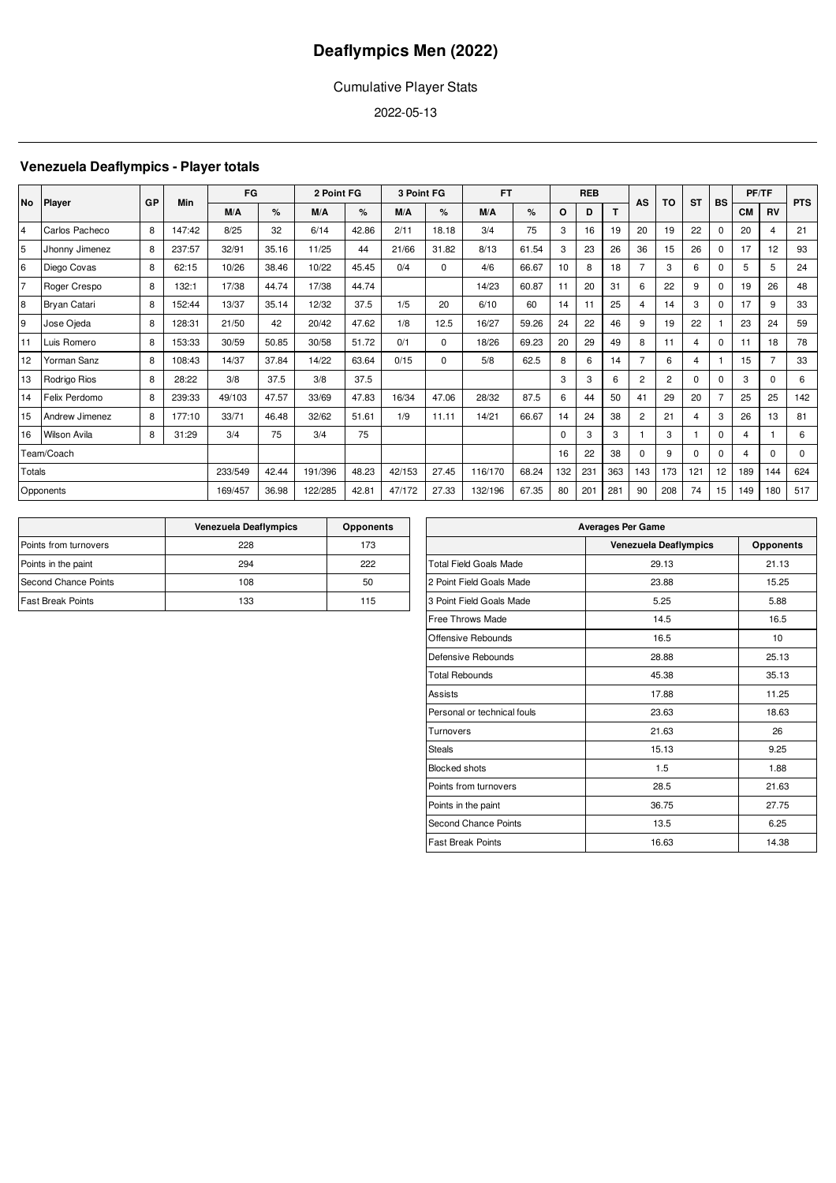# Deaflympics Men (2022)

Cumulative Player Stats

2022-05-13

## Venezuela Deaflympics - Player totals

| No | Player | GP | Min | FG | | 2 Point FG | | 3 Point FG | | FT | | REB | | | AS | TO | ST | BS | PF/TF | | PTS |
|---|---|---|---|---|---|---|---|---|---|---|---|---|---|---|---|---|---|---|---|---|---|
| | | | | M/A | % | M/A | % | M/A | % | M/A | % | O | D | T | | | | | CM | RV | |
| 4 | Carlos Pacheco | 8 | 147:42 | 8/25 | 32 | 6/14 | 42.86 | 2/11 | 18.18 | 3/4 | 75 | 3 | 16 | 19 | 20 | 19 | 22 | 0 | 20 | 4 | 21 |
| 5 | Jhonny Jimenez | 8 | 237:57 | 32/91 | 35.16 | 11/25 | 44 | 21/66 | 31.82 | 8/13 | 61.54 | 3 | 23 | 26 | 36 | 15 | 26 | 0 | 17 | 12 | 93 |
| 6 | Diego Covas | 8 | 62:15 | 10/26 | 38.46 | 10/22 | 45.45 | 0/4 | 0 | 4/6 | 66.67 | 10 | 8 | 18 | 7 | 3 | 6 | 0 | 5 | 5 | 24 |
| 7 | Roger Crespo | 8 | 132:1 | 17/38 | 44.74 | 17/38 | 44.74 | | | 14/23 | 60.87 | 11 | 20 | 31 | 6 | 22 | 9 | 0 | 19 | 26 | 48 |
| 8 | Bryan Catari | 8 | 152:44 | 13/37 | 35.14 | 12/32 | 37.5 | 1/5 | 20 | 6/10 | 60 | 14 | 11 | 25 | 4 | 14 | 3 | 0 | 17 | 9 | 33 |
| 9 | Jose Ojeda | 8 | 128:31 | 21/50 | 42 | 20/42 | 47.62 | 1/8 | 12.5 | 16/27 | 59.26 | 24 | 22 | 46 | 9 | 19 | 22 | 1 | 23 | 24 | 59 |
| 11 | Luis Romero | 8 | 153:33 | 30/59 | 50.85 | 30/58 | 51.72 | 0/1 | 0 | 18/26 | 69.23 | 20 | 29 | 49 | 8 | 11 | 4 | 0 | 11 | 18 | 78 |
| 12 | Yorman Sanz | 8 | 108:43 | 14/37 | 37.84 | 14/22 | 63.64 | 0/15 | 0 | 5/8 | 62.5 | 8 | 6 | 14 | 7 | 6 | 4 | 1 | 15 | 7 | 33 |
| 13 | Rodrigo Rios | 8 | 28:22 | 3/8 | 37.5 | 3/8 | 37.5 | | | | | 3 | 3 | 6 | 2 | 2 | 0 | 0 | 3 | 0 | 6 |
| 14 | Felix Perdomo | 8 | 239:33 | 49/103 | 47.57 | 33/69 | 47.83 | 16/34 | 47.06 | 28/32 | 87.5 | 6 | 44 | 50 | 41 | 29 | 20 | 7 | 25 | 25 | 142 |
| 15 | Andrew Jimenez | 8 | 177:10 | 33/71 | 46.48 | 32/62 | 51.61 | 1/9 | 11.11 | 14/21 | 66.67 | 14 | 24 | 38 | 2 | 21 | 4 | 3 | 26 | 13 | 81 |
| 16 | Wilson Avila | 8 | 31:29 | 3/4 | 75 | 3/4 | 75 | | | | | 0 | 3 | 3 | 1 | 3 | 1 | 0 | 4 | 1 | 6 |
| Team/Coach | | | | | | | | | | | | 16 | 22 | 38 | 0 | 9 | 0 | 0 | 4 | 0 | 0 |
| Totals | | | | 233/549 | 42.44 | 191/396 | 48.23 | 42/153 | 27.45 | 116/170 | 68.24 | 132 | 231 | 363 | 143 | 173 | 121 | 12 | 189 | 144 | 624 |
| Opponents | | | | 169/457 | 36.98 | 122/285 | 42.81 | 47/172 | 27.33 | 132/196 | 67.35 | 80 | 201 | 281 | 90 | 208 | 74 | 15 | 149 | 180 | 517 |

| | Venezuela Deaflympics | Opponents |
|---|---|---|
| Points from turnovers | 228 | 173 |
| Points in the paint | 294 | 222 |
| Second Chance Points | 108 | 50 |
| Fast Break Points | 133 | 115 |

| Averages Per Game | | |
|---|---|---|
| | Venezuela Deaflympics | Opponents |
| Total Field Goals Made | 29.13 | 21.13 |
| 2 Point Field Goals Made | 23.88 | 15.25 |
| 3 Point Field Goals Made | 5.25 | 5.88 |
| Free Throws Made | 14.5 | 16.5 |
| Offensive Rebounds | 16.5 | 10 |
| Defensive Rebounds | 28.88 | 25.13 |
| Total Rebounds | 45.38 | 35.13 |
| Assists | 17.88 | 11.25 |
| Personal or technical fouls | 23.63 | 18.63 |
| Turnovers | 21.63 | 26 |
| Steals | 15.13 | 9.25 |
| Blocked shots | 1.5 | 1.88 |
| Points from turnovers | 28.5 | 21.63 |
| Points in the paint | 36.75 | 27.75 |
| Second Chance Points | 13.5 | 6.25 |
| Fast Break Points | 16.63 | 14.38 |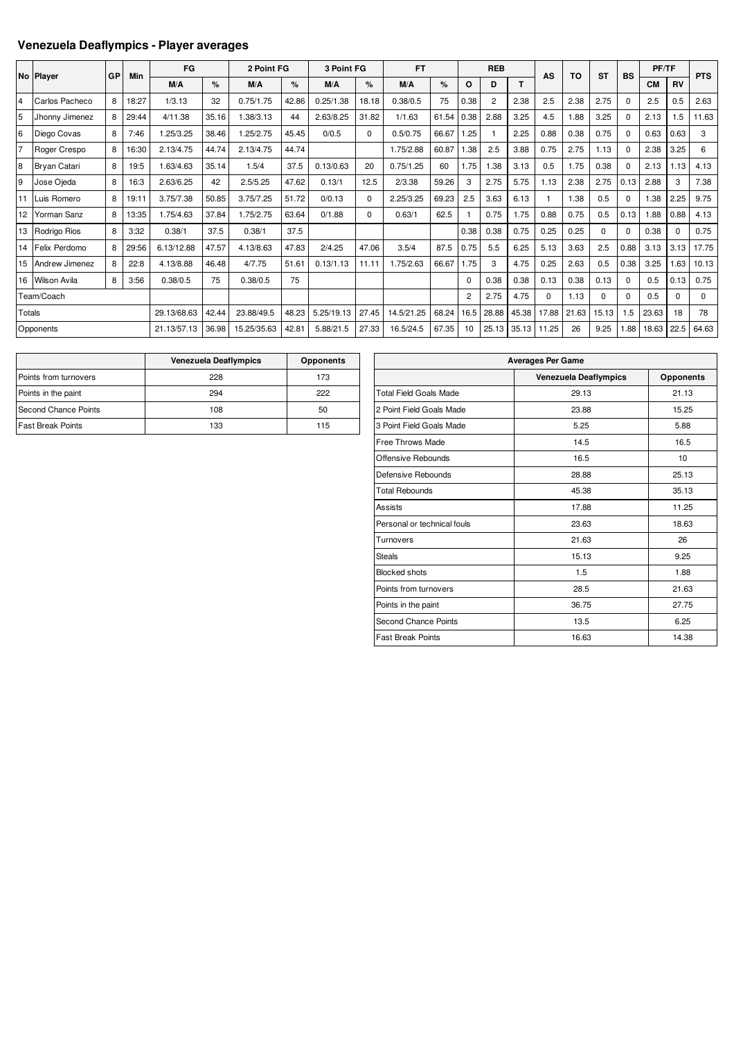## Venezuela Deaflympics - Player averages

| No | Player | GP | Min | FG | | 2 Point FG | | 3 Point FG | | FT | | REB | | | AS | TO | ST | BS | PF/TF | | PTS |
|---|---|---|---|---|---|---|---|---|---|---|---|---|---|---|---|---|---|---|---|---|---|
| | | | | M/A | % | M/A | % | M/A | % | M/A | % | O | D | T | | | | | CM | RV | |
| 4 | Carlos Pacheco | 8 | 18:27 | 1/3.13 | 32 | 0.75/1.75 | 42.86 | 0.25/1.38 | 18.18 | 0.38/0.5 | 75 | 0.38 | 2 | 2.38 | 2.5 | 2.38 | 2.75 | 0 | 2.5 | 0.5 | 2.63 |
| 5 | Jhonny Jimenez | 8 | 29:44 | 4/11.38 | 35.16 | 1.38/3.13 | 44 | 2.63/8.25 | 31.82 | 1/1.63 | 61.54 | 0.38 | 2.88 | 3.25 | 4.5 | 1.88 | 3.25 | 0 | 2.13 | 1.5 | 11.63 |
| 6 | Diego Covas | 8 | 7:46 | 1.25/3.25 | 38.46 | 1.25/2.75 | 45.45 | 0/0.5 | 0 | 0.5/0.75 | 66.67 | 1.25 | 1 | 2.25 | 0.88 | 0.38 | 0.75 | 0 | 0.63 | 0.63 | 3 |
| 7 | Roger Crespo | 8 | 16:30 | 2.13/4.75 | 44.74 | 2.13/4.75 | 44.74 | | | 1.75/2.88 | 60.87 | 1.38 | 2.5 | 3.88 | 0.75 | 2.75 | 1.13 | 0 | 2.38 | 3.25 | 6 |
| 8 | Bryan Catari | 8 | 19:5 | 1.63/4.63 | 35.14 | 1.5/4 | 37.5 | 0.13/0.63 | 20 | 0.75/1.25 | 60 | 1.75 | 1.38 | 3.13 | 0.5 | 1.75 | 0.38 | 0 | 2.13 | 1.13 | 4.13 |
| 9 | Jose Ojeda | 8 | 16:3 | 2.63/6.25 | 42 | 2.5/5.25 | 47.62 | 0.13/1 | 12.5 | 2/3.38 | 59.26 | 3 | 2.75 | 5.75 | 1.13 | 2.38 | 2.75 | 0.13 | 2.88 | 3 | 7.38 |
| 11 | Luis Romero | 8 | 19:11 | 3.75/7.38 | 50.85 | 3.75/7.25 | 51.72 | 0/0.13 | 0 | 2.25/3.25 | 69.23 | 2.5 | 3.63 | 6.13 | 1 | 1.38 | 0.5 | 0 | 1.38 | 2.25 | 9.75 |
| 12 | Yorman Sanz | 8 | 13:35 | 1.75/4.63 | 37.84 | 1.75/2.75 | 63.64 | 0/1.88 | 0 | 0.63/1 | 62.5 | 1 | 0.75 | 1.75 | 0.88 | 0.75 | 0.5 | 0.13 | 1.88 | 0.88 | 4.13 |
| 13 | Rodrigo Rios | 8 | 3:32 | 0.38/1 | 37.5 | 0.38/1 | 37.5 | | | | | 0.38 | 0.38 | 0.75 | 0.25 | 0.25 | 0 | 0 | 0.38 | 0 | 0.75 |
| 14 | Felix Perdomo | 8 | 29:56 | 6.13/12.88 | 47.57 | 4.13/8.63 | 47.83 | 2/4.25 | 47.06 | 3.5/4 | 87.5 | 0.75 | 5.5 | 6.25 | 5.13 | 3.63 | 2.5 | 0.88 | 3.13 | 3.13 | 17.75 |
| 15 | Andrew Jimenez | 8 | 22:8 | 4.13/8.88 | 46.48 | 4/7.75 | 51.61 | 0.13/1.13 | 11.11 | 1.75/2.63 | 66.67 | 1.75 | 3 | 4.75 | 0.25 | 2.63 | 0.5 | 0.38 | 3.25 | 1.63 | 10.13 |
| 16 | Wilson Avila | 8 | 3:56 | 0.38/0.5 | 75 | 0.38/0.5 | 75 | | | | | 0 | 0.38 | 0.38 | 0.13 | 0.38 | 0.13 | 0 | 0.5 | 0.13 | 0.75 |
| Team/Coach | | | | | | | | | | | | 2 | 2.75 | 4.75 | 0 | 1.13 | 0 | 0 | 0.5 | 0 | 0 |
| Totals | | | | 29.13/68.63 | 42.44 | 23.88/49.5 | 48.23 | 5.25/19.13 | 27.45 | 14.5/21.25 | 68.24 | 16.5 | 28.88 | 45.38 | 17.88 | 21.63 | 15.13 | 1.5 | 23.63 | 18 | 78 |
| Opponents | | | | 21.13/57.13 | 36.98 | 15.25/35.63 | 42.81 | 5.88/21.5 | 27.33 | 16.5/24.5 | 67.35 | 10 | 25.13 | 35.13 | 11.25 | 26 | 9.25 | 1.88 | 18.63 | 22.5 | 64.63 |

| | Venezuela Deaflympics | Opponents |
|---|---|---|
| Points from turnovers | 228 | 173 |
| Points in the paint | 294 | 222 |
| Second Chance Points | 108 | 50 |
| Fast Break Points | 133 | 115 |

| Averages Per Game | | |
|---|---|---|
| | Venezuela Deaflympics | Opponents |
| Total Field Goals Made | 29.13 | 21.13 |
| 2 Point Field Goals Made | 23.88 | 15.25 |
| 3 Point Field Goals Made | 5.25 | 5.88 |
| Free Throws Made | 14.5 | 16.5 |
| Offensive Rebounds | 16.5 | 10 |
| Defensive Rebounds | 28.88 | 25.13 |
| Total Rebounds | 45.38 | 35.13 |
| Assists | 17.88 | 11.25 |
| Personal or technical fouls | 23.63 | 18.63 |
| Turnovers | 21.63 | 26 |
| Steals | 15.13 | 9.25 |
| Blocked shots | 1.5 | 1.88 |
| Points from turnovers | 28.5 | 21.63 |
| Points in the paint | 36.75 | 27.75 |
| Second Chance Points | 13.5 | 6.25 |
| Fast Break Points | 16.63 | 14.38 |